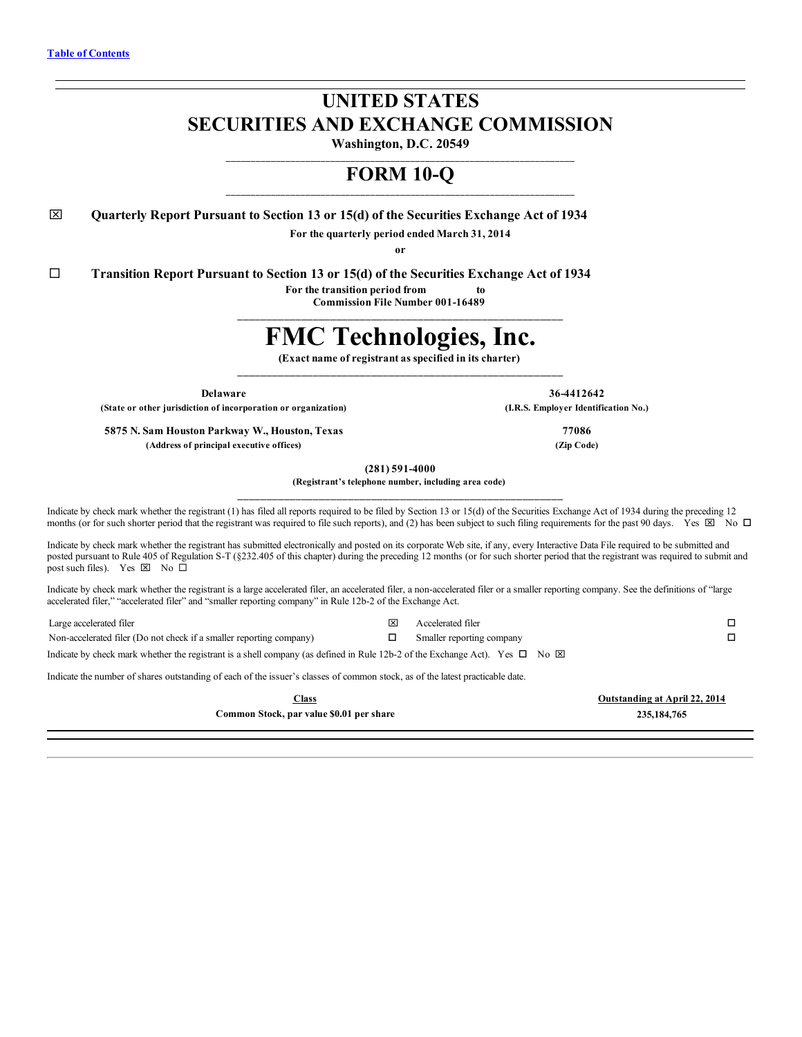[Table of Contents](#)

# UNITED STATES
# SECURITIES AND EXCHANGE COMMISSION

**Washington, D.C. 20549**

## FORM 10-Q

☒ **Quarterly Report Pursuant to Section 13 or 15(d) of the Securities Exchange Act of 1934**

**For the quarterly period ended March 31, 2014**

**or**

☐ **Transition Report Pursuant to Section 13 or 15(d) of the Securities Exchange Act of 1934**

**For the transition period from to**

**Commission File Number 001-16489**

# FMC Technologies, Inc.

**(Exact name of registrant as specified in its charter)**

| | |
|---|---|
| **Delaware** | **36-4412642** |
| **(State or other jurisdiction of incorporation or organization)** | **(I.R.S. Employer Identification No.)** |
| **5875 N. Sam Houston Parkway W., Houston, Texas** | **77086** |
| **(Address of principal executive offices)** | **(Zip Code)** |

**(281) 591-4000**

**(Registrant's telephone number, including area code)**

Indicate by check mark whether the registrant (1) has filed all reports required to be filed by Section 13 or 15(d) of the Securities Exchange Act of 1934 during the preceding 12 months (or for such shorter period that the registrant was required to file such reports), and (2) has been subject to such filing requirements for the past 90 days. Yes ☒ No ☐

Indicate by check mark whether the registrant has submitted electronically and posted on its corporate Web site, if any, every Interactive Data File required to be submitted and posted pursuant to Rule 405 of Regulation S-T (§232.405 of this chapter) during the preceding 12 months (or for such shorter period that the registrant was required to submit and post such files). Yes ☒ No ☐

Indicate by check mark whether the registrant is a large accelerated filer, an accelerated filer, a non-accelerated filer or a smaller reporting company. See the definitions of "large accelerated filer," "accelerated filer" and "smaller reporting company" in Rule 12b-2 of the Exchange Act.

| | | | |
|---|---|---|---|
| Large accelerated filer | ☒ | Accelerated filer | ☐ |
| Non-accelerated filer (Do not check if a smaller reporting company) | ☐ | Smaller reporting company | ☐ |

Indicate by check mark whether the registrant is a shell company (as defined in Rule 12b-2 of the Exchange Act). Yes ☐ No ☒

Indicate the number of shares outstanding of each of the issuer's classes of common stock, as of the latest practicable date.

| Class | Outstanding at April 22, 2014 |
|---|---|
| **Common Stock, par value $0.01 per share** | **235,184,765** |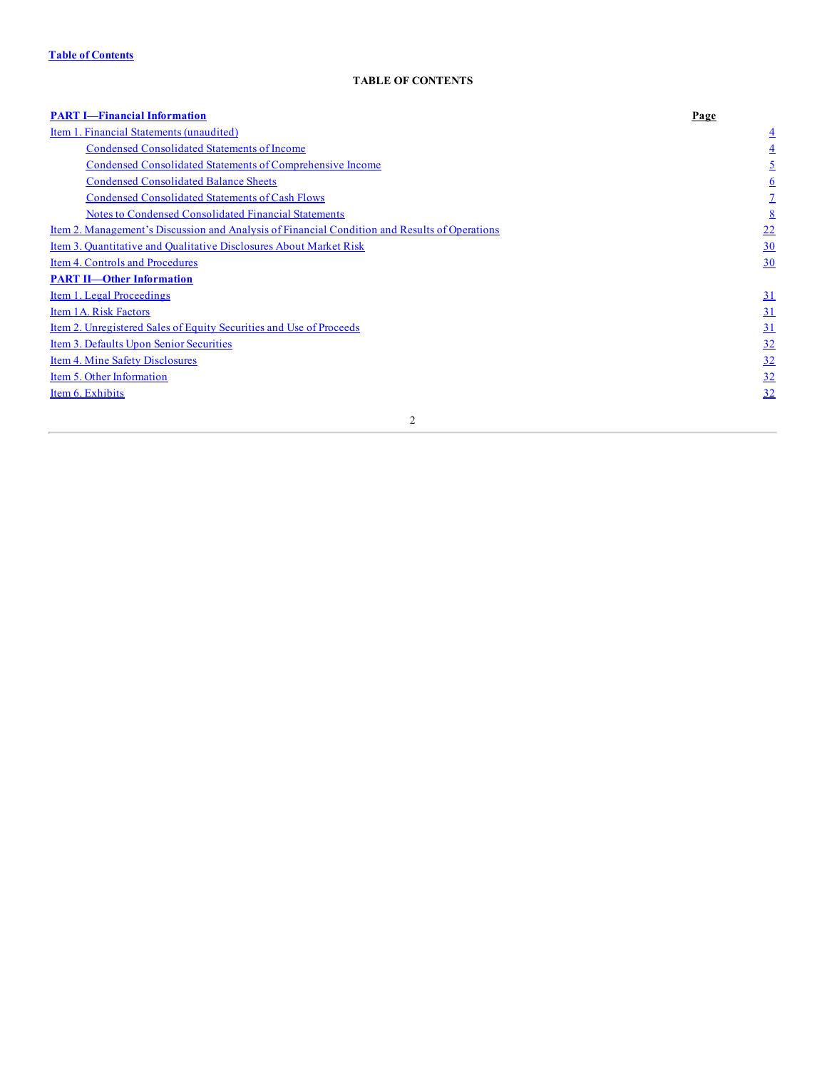Table of Contents

**TABLE OF CONTENTS**

| **PART I—Financial Information** | **Page** |
|---|---|
| Item 1. Financial Statements (unaudited) | 4 |
| Condensed Consolidated Statements of Income | 4 |
| Condensed Consolidated Statements of Comprehensive Income | 5 |
| Condensed Consolidated Balance Sheets | 6 |
| Condensed Consolidated Statements of Cash Flows | 7 |
| Notes to Condensed Consolidated Financial Statements | 8 |
| Item 2. Management's Discussion and Analysis of Financial Condition and Results of Operations | 22 |
| Item 3. Quantitative and Qualitative Disclosures About Market Risk | 30 |
| Item 4. Controls and Procedures | 30 |
| **PART II—Other Information** | |
| Item 1. Legal Proceedings | 31 |
| Item 1A. Risk Factors | 31 |
| Item 2. Unregistered Sales of Equity Securities and Use of Proceeds | 31 |
| Item 3. Defaults Upon Senior Securities | 32 |
| Item 4. Mine Safety Disclosures | 32 |
| Item 5. Other Information | 32 |
| Item 6. Exhibits | 32 |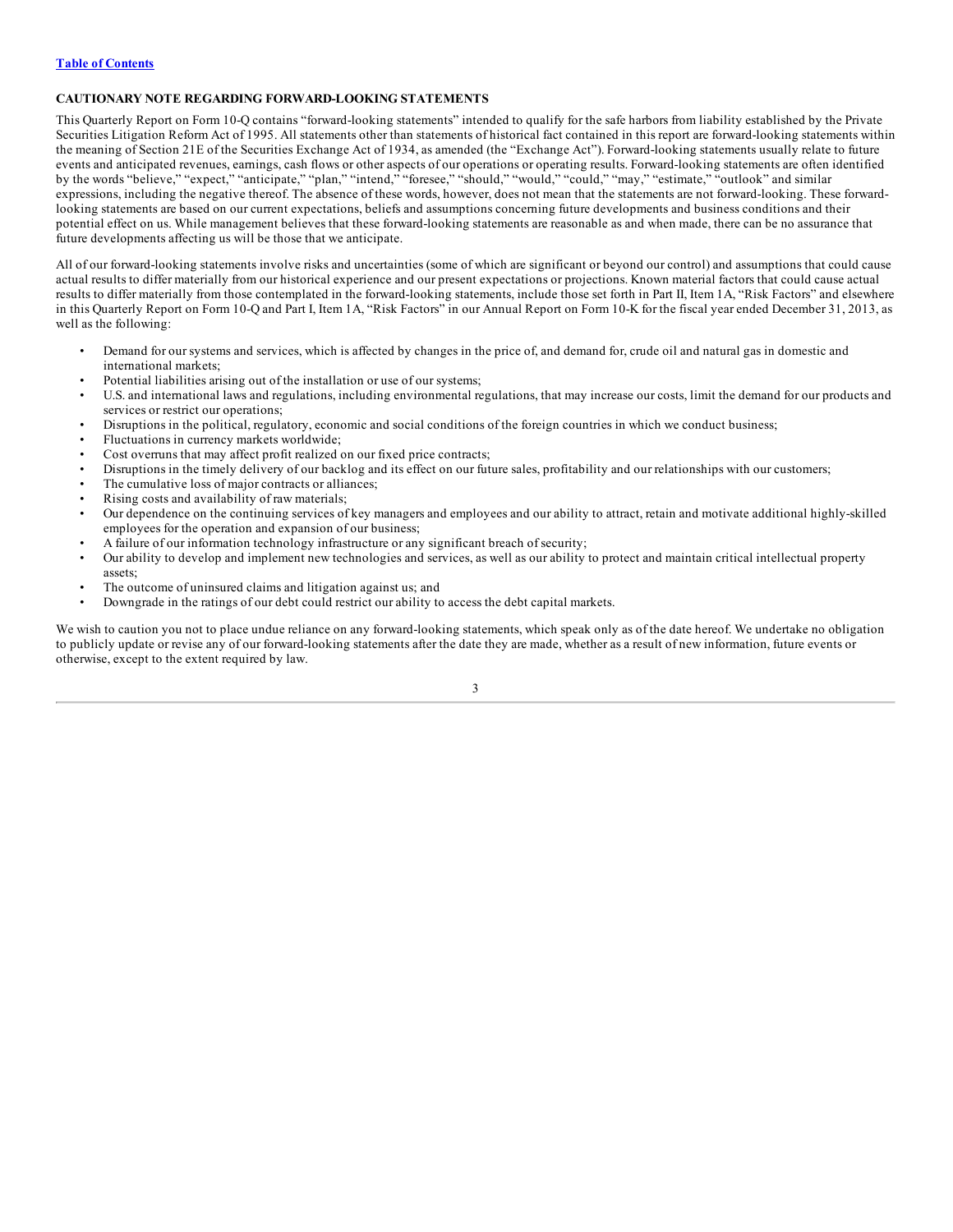## CAUTIONARY NOTE REGARDING FORWARD-LOOKING STATEMENTS

This Quarterly Report on Form 10-Q contains "forward-looking statements" intended to qualify for the safe harbors from liability established by the Private Securities Litigation Reform Act of 1995. All statements other than statements of historical fact contained in this report are forward-looking statements within the meaning of Section 21E of the Securities Exchange Act of 1934, as amended (the "Exchange Act"). Forward-looking statements usually relate to future events and anticipated revenues, earnings, cash flows or other aspects of our operations or operating results. Forward-looking statements are often identified by the words "believe," "expect," "anticipate," "plan," "intend," "foresee," "should," "would," "could," "may," "estimate," "outlook" and similar expressions, including the negative thereof. The absence of these words, however, does not mean that the statements are not forward-looking. These forward-looking statements are based on our current expectations, beliefs and assumptions concerning future developments and business conditions and their potential effect on us. While management believes that these forward-looking statements are reasonable as and when made, there can be no assurance that future developments affecting us will be those that we anticipate.

All of our forward-looking statements involve risks and uncertainties (some of which are significant or beyond our control) and assumptions that could cause actual results to differ materially from our historical experience and our present expectations or projections. Known material factors that could cause actual results to differ materially from those contemplated in the forward-looking statements, include those set forth in Part II, Item 1A, "Risk Factors" and elsewhere in this Quarterly Report on Form 10-Q and Part I, Item 1A, "Risk Factors" in our Annual Report on Form 10-K for the fiscal year ended December 31, 2013, as well as the following:

- Demand for our systems and services, which is affected by changes in the price of, and demand for, crude oil and natural gas in domestic and international markets;
- Potential liabilities arising out of the installation or use of our systems;
- U.S. and international laws and regulations, including environmental regulations, that may increase our costs, limit the demand for our products and services or restrict our operations;
- Disruptions in the political, regulatory, economic and social conditions of the foreign countries in which we conduct business;
- Fluctuations in currency markets worldwide;
- Cost overruns that may affect profit realized on our fixed price contracts;
- Disruptions in the timely delivery of our backlog and its effect on our future sales, profitability and our relationships with our customers;
- The cumulative loss of major contracts or alliances;
- Rising costs and availability of raw materials;
- Our dependence on the continuing services of key managers and employees and our ability to attract, retain and motivate additional highly-skilled employees for the operation and expansion of our business;
- A failure of our information technology infrastructure or any significant breach of security;
- Our ability to develop and implement new technologies and services, as well as our ability to protect and maintain critical intellectual property assets;
- The outcome of uninsured claims and litigation against us; and
- Downgrade in the ratings of our debt could restrict our ability to access the debt capital markets.

We wish to caution you not to place undue reliance on any forward-looking statements, which speak only as of the date hereof. We undertake no obligation to publicly update or revise any of our forward-looking statements after the date they are made, whether as a result of new information, future events or otherwise, except to the extent required by law.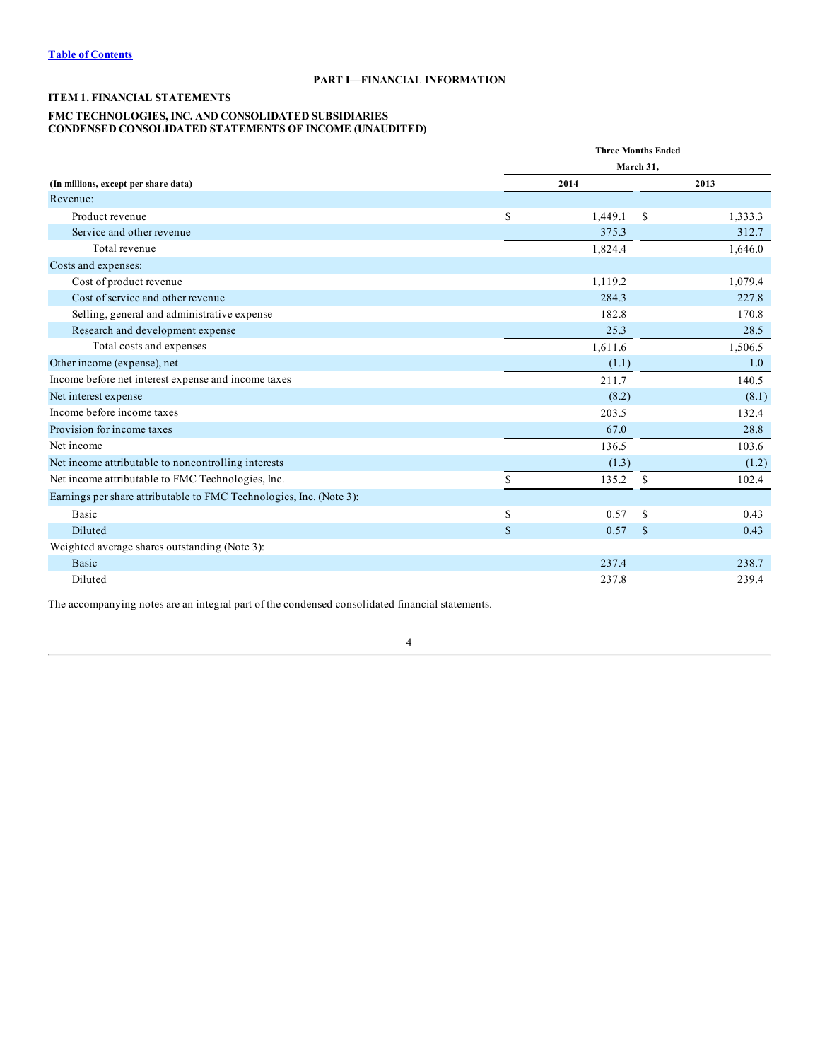[Table of Contents](#)

# PART I—FINANCIAL INFORMATION

## ITEM 1. FINANCIAL STATEMENTS

## FMC TECHNOLOGIES, INC. AND CONSOLIDATED SUBSIDIARIES
## CONDENSED CONSOLIDATED STATEMENTS OF INCOME (UNAUDITED)

| (In millions, except per share data) | Three Months Ended March 31, 2014 | Three Months Ended March 31, 2013 |
|---|---|---|
| Revenue: | | |
| Product revenue | $ 1,449.1 | $ 1,333.3 |
| Service and other revenue | 375.3 | 312.7 |
| Total revenue | 1,824.4 | 1,646.0 |
| Costs and expenses: | | |
| Cost of product revenue | 1,119.2 | 1,079.4 |
| Cost of service and other revenue | 284.3 | 227.8 |
| Selling, general and administrative expense | 182.8 | 170.8 |
| Research and development expense | 25.3 | 28.5 |
| Total costs and expenses | 1,611.6 | 1,506.5 |
| Other income (expense), net | (1.1) | 1.0 |
| Income before net interest expense and income taxes | 211.7 | 140.5 |
| Net interest expense | (8.2) | (8.1) |
| Income before income taxes | 203.5 | 132.4 |
| Provision for income taxes | 67.0 | 28.8 |
| Net income | 136.5 | 103.6 |
| Net income attributable to noncontrolling interests | (1.3) | (1.2) |
| Net income attributable to FMC Technologies, Inc. | $ 135.2 | $ 102.4 |
| Earnings per share attributable to FMC Technologies, Inc. (Note 3): | | |
| Basic | $ 0.57 | $ 0.43 |
| Diluted | $ 0.57 | $ 0.43 |
| Weighted average shares outstanding (Note 3): | | |
| Basic | 237.4 | 238.7 |
| Diluted | 237.8 | 239.4 |

The accompanying notes are an integral part of the condensed consolidated financial statements.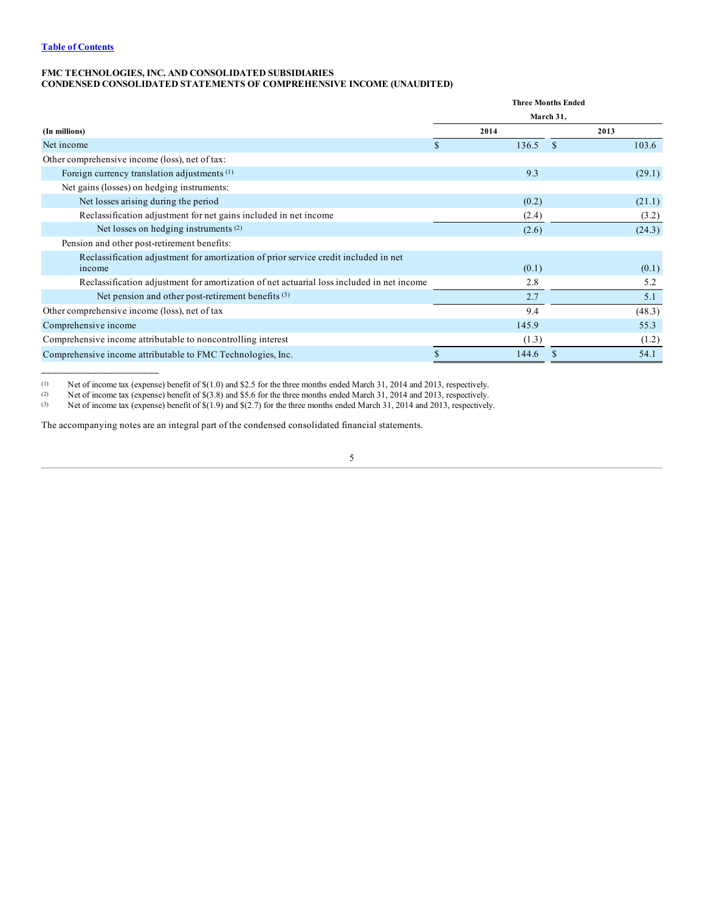[Table of Contents](#)

**FMC TECHNOLOGIES, INC. AND CONSOLIDATED SUBSIDIARIES**
**CONDENSED CONSOLIDATED STATEMENTS OF COMPREHENSIVE INCOME (UNAUDITED)**

| (In millions) | Three Months Ended March 31, 2014 | 2013 |
|---|---|---|
| Net income | $ 136.5 | $ 103.6 |
| Other comprehensive income (loss), net of tax: | | |
| Foreign currency translation adjustments [1] | 9.3 | (29.1) |
| Net gains (losses) on hedging instruments: | | |
| Net losses arising during the period | (0.2) | (21.1) |
| Reclassification adjustment for net gains included in net income | (2.4) | (3.2) |
| Net losses on hedging instruments [2] | (2.6) | (24.3) |
| Pension and other post-retirement benefits: | | |
| Reclassification adjustment for amortization of prior service credit included in net income | (0.1) | (0.1) |
| Reclassification adjustment for amortization of net actuarial loss included in net income | 2.8 | 5.2 |
| Net pension and other post-retirement benefits [3] | 2.7 | 5.1 |
| Other comprehensive income (loss), net of tax | 9.4 | (48.3) |
| Comprehensive income | 145.9 | 55.3 |
| Comprehensive income attributable to noncontrolling interest | (1.3) | (1.2) |
| Comprehensive income attributable to FMC Technologies, Inc. | $ 144.6 | $ 54.1 |

---

(1) Net of income tax (expense) benefit of $(1.0) and $2.5 for the three months ended March 31, 2014 and 2013, respectively.
(2) Net of income tax (expense) benefit of $(3.8) and $5.6 for the three months ended March 31, 2014 and 2013, respectively.
(3) Net of income tax (expense) benefit of $(1.9) and $(2.7) for the three months ended March 31, 2014 and 2013, respectively.

The accompanying notes are an integral part of the condensed consolidated financial statements.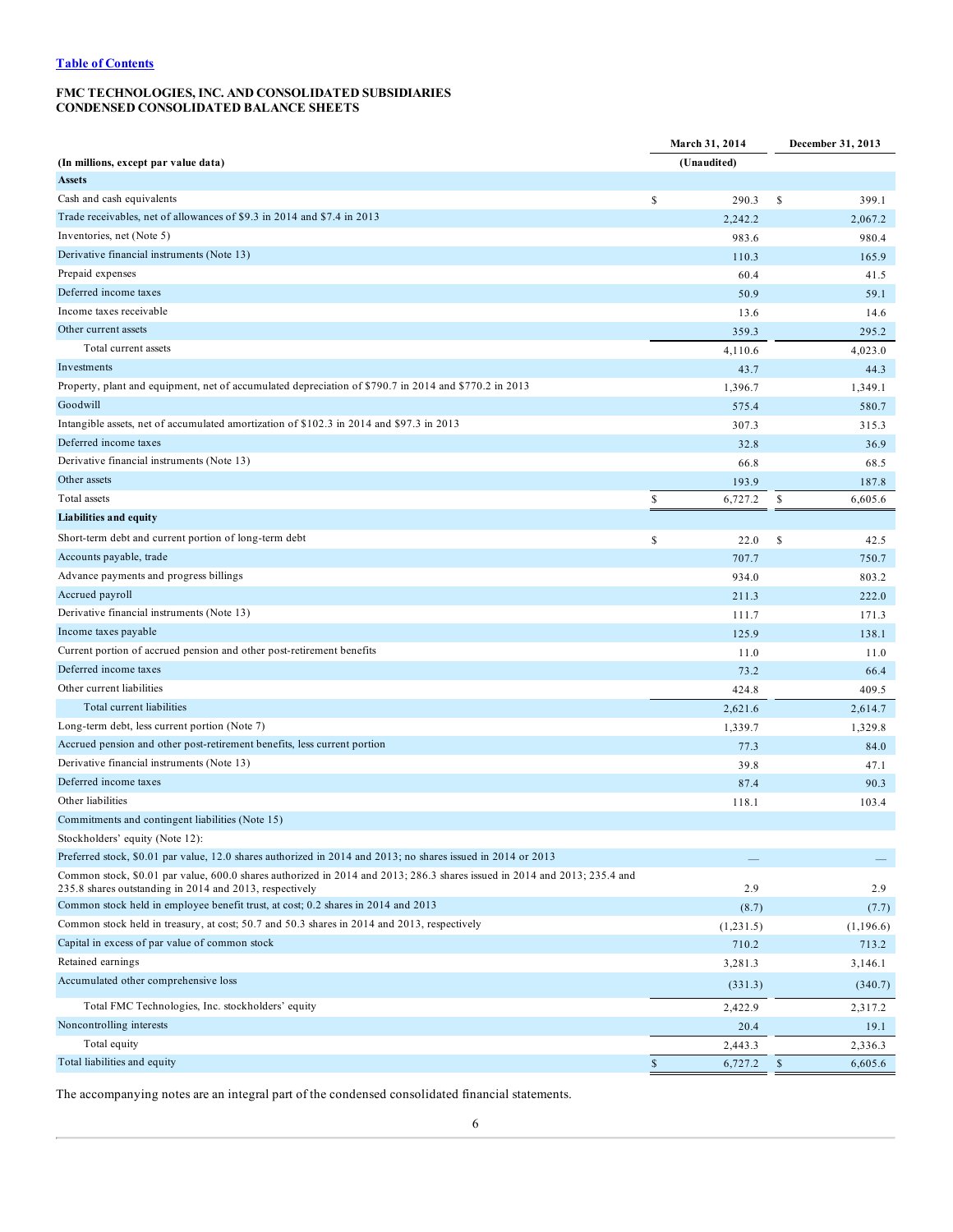[Table of Contents](#)

**FMC TECHNOLOGIES, INC. AND CONSOLIDATED SUBSIDIARIES**
**CONDENSED CONSOLIDATED BALANCE SHEETS**

| (In millions, except par value data) | March 31, 2014 (Unaudited) | December 31, 2013 |
|---|---|---|
| **Assets** | | |
| Cash and cash equivalents | $ 290.3 | $ 399.1 |
| Trade receivables, net of allowances of $9.3 in 2014 and $7.4 in 2013 | 2,242.2 | 2,067.2 |
| Inventories, net (Note 5) | 983.6 | 980.4 |
| Derivative financial instruments (Note 13) | 110.3 | 165.9 |
| Prepaid expenses | 60.4 | 41.5 |
| Deferred income taxes | 50.9 | 59.1 |
| Income taxes receivable | 13.6 | 14.6 |
| Other current assets | 359.3 | 295.2 |
| Total current assets | 4,110.6 | 4,023.0 |
| Investments | 43.7 | 44.3 |
| Property, plant and equipment, net of accumulated depreciation of $790.7 in 2014 and $770.2 in 2013 | 1,396.7 | 1,349.1 |
| Goodwill | 575.4 | 580.7 |
| Intangible assets, net of accumulated amortization of $102.3 in 2014 and $97.3 in 2013 | 307.3 | 315.3 |
| Deferred income taxes | 32.8 | 36.9 |
| Derivative financial instruments (Note 13) | 66.8 | 68.5 |
| Other assets | 193.9 | 187.8 |
| Total assets | $ 6,727.2 | $ 6,605.6 |
| **Liabilities and equity** | | |
| Short-term debt and current portion of long-term debt | $ 22.0 | $ 42.5 |
| Accounts payable, trade | 707.7 | 750.7 |
| Advance payments and progress billings | 934.0 | 803.2 |
| Accrued payroll | 211.3 | 222.0 |
| Derivative financial instruments (Note 13) | 111.7 | 171.3 |
| Income taxes payable | 125.9 | 138.1 |
| Current portion of accrued pension and other post-retirement benefits | 11.0 | 11.0 |
| Deferred income taxes | 73.2 | 66.4 |
| Other current liabilities | 424.8 | 409.5 |
| Total current liabilities | 2,621.6 | 2,614.7 |
| Long-term debt, less current portion (Note 7) | 1,339.7 | 1,329.8 |
| Accrued pension and other post-retirement benefits, less current portion | 77.3 | 84.0 |
| Derivative financial instruments (Note 13) | 39.8 | 47.1 |
| Deferred income taxes | 87.4 | 90.3 |
| Other liabilities | 118.1 | 103.4 |
| Commitments and contingent liabilities (Note 15) | | |
| Stockholders' equity (Note 12): | | |
| Preferred stock, $0.01 par value, 12.0 shares authorized in 2014 and 2013; no shares issued in 2014 or 2013 | — | — |
| Common stock, $0.01 par value, 600.0 shares authorized in 2014 and 2013; 286.3 shares issued in 2014 and 2013; 235.4 and 235.8 shares outstanding in 2014 and 2013, respectively | 2.9 | 2.9 |
| Common stock held in employee benefit trust, at cost; 0.2 shares in 2014 and 2013 | (8.7) | (7.7) |
| Common stock held in treasury, at cost; 50.7 and 50.3 shares in 2014 and 2013, respectively | (1,231.5) | (1,196.6) |
| Capital in excess of par value of common stock | 710.2 | 713.2 |
| Retained earnings | 3,281.3 | 3,146.1 |
| Accumulated other comprehensive loss | (331.3) | (340.7) |
| Total FMC Technologies, Inc. stockholders' equity | 2,422.9 | 2,317.2 |
| Noncontrolling interests | 20.4 | 19.1 |
| Total equity | 2,443.3 | 2,336.3 |
| Total liabilities and equity | $ 6,727.2 | $ 6,605.6 |

The accompanying notes are an integral part of the condensed consolidated financial statements.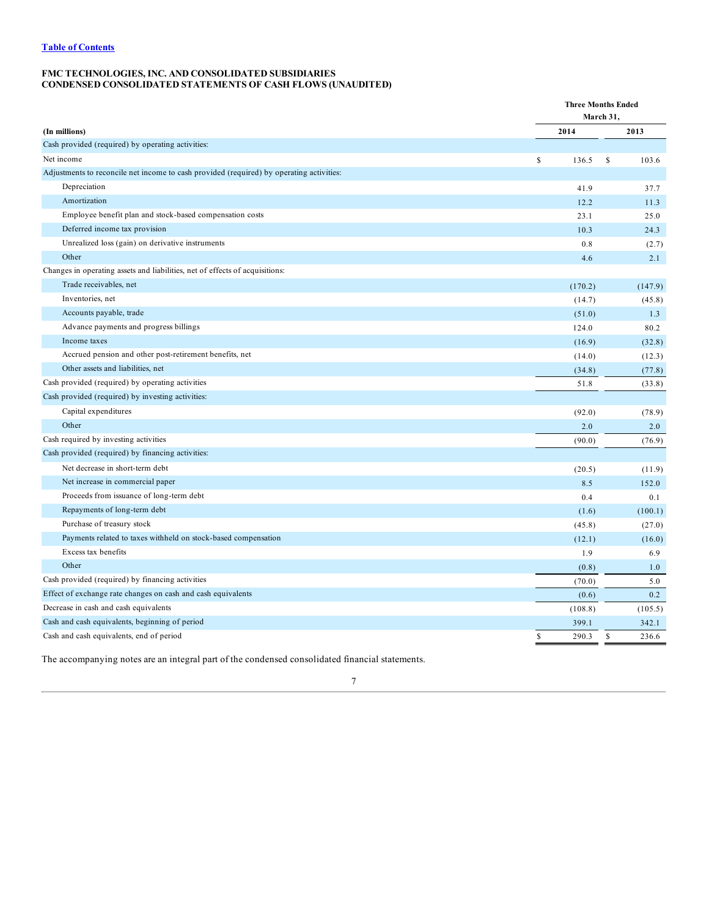[Table of Contents]

**FMC TECHNOLOGIES, INC. AND CONSOLIDATED SUBSIDIARIES**
**CONDENSED CONSOLIDATED STATEMENTS OF CASH FLOWS (UNAUDITED)**

| (In millions) | Three Months Ended March 31, 2014 | 2013 |
|---|---|---|
| Cash provided (required) by operating activities: | | |
| Net income | $ 136.5 | $ 103.6 |
| Adjustments to reconcile net income to cash provided (required) by operating activities: | | |
| Depreciation | 41.9 | 37.7 |
| Amortization | 12.2 | 11.3 |
| Employee benefit plan and stock-based compensation costs | 23.1 | 25.0 |
| Deferred income tax provision | 10.3 | 24.3 |
| Unrealized loss (gain) on derivative instruments | 0.8 | (2.7) |
| Other | 4.6 | 2.1 |
| Changes in operating assets and liabilities, net of effects of acquisitions: | | |
| Trade receivables, net | (170.2) | (147.9) |
| Inventories, net | (14.7) | (45.8) |
| Accounts payable, trade | (51.0) | 1.3 |
| Advance payments and progress billings | 124.0 | 80.2 |
| Income taxes | (16.9) | (32.8) |
| Accrued pension and other post-retirement benefits, net | (14.0) | (12.3) |
| Other assets and liabilities, net | (34.8) | (77.8) |
| Cash provided (required) by operating activities | 51.8 | (33.8) |
| Cash provided (required) by investing activities: | | |
| Capital expenditures | (92.0) | (78.9) |
| Other | 2.0 | 2.0 |
| Cash required by investing activities | (90.0) | (76.9) |
| Cash provided (required) by financing activities: | | |
| Net decrease in short-term debt | (20.5) | (11.9) |
| Net increase in commercial paper | 8.5 | 152.0 |
| Proceeds from issuance of long-term debt | 0.4 | 0.1 |
| Repayments of long-term debt | (1.6) | (100.1) |
| Purchase of treasury stock | (45.8) | (27.0) |
| Payments related to taxes withheld on stock-based compensation | (12.1) | (16.0) |
| Excess tax benefits | 1.9 | 6.9 |
| Other | (0.8) | 1.0 |
| Cash provided (required) by financing activities | (70.0) | 5.0 |
| Effect of exchange rate changes on cash and cash equivalents | (0.6) | 0.2 |
| Decrease in cash and cash equivalents | (108.8) | (105.5) |
| Cash and cash equivalents, beginning of period | 399.1 | 342.1 |
| Cash and cash equivalents, end of period | $ 290.3 | $ 236.6 |

The accompanying notes are an integral part of the condensed consolidated financial statements.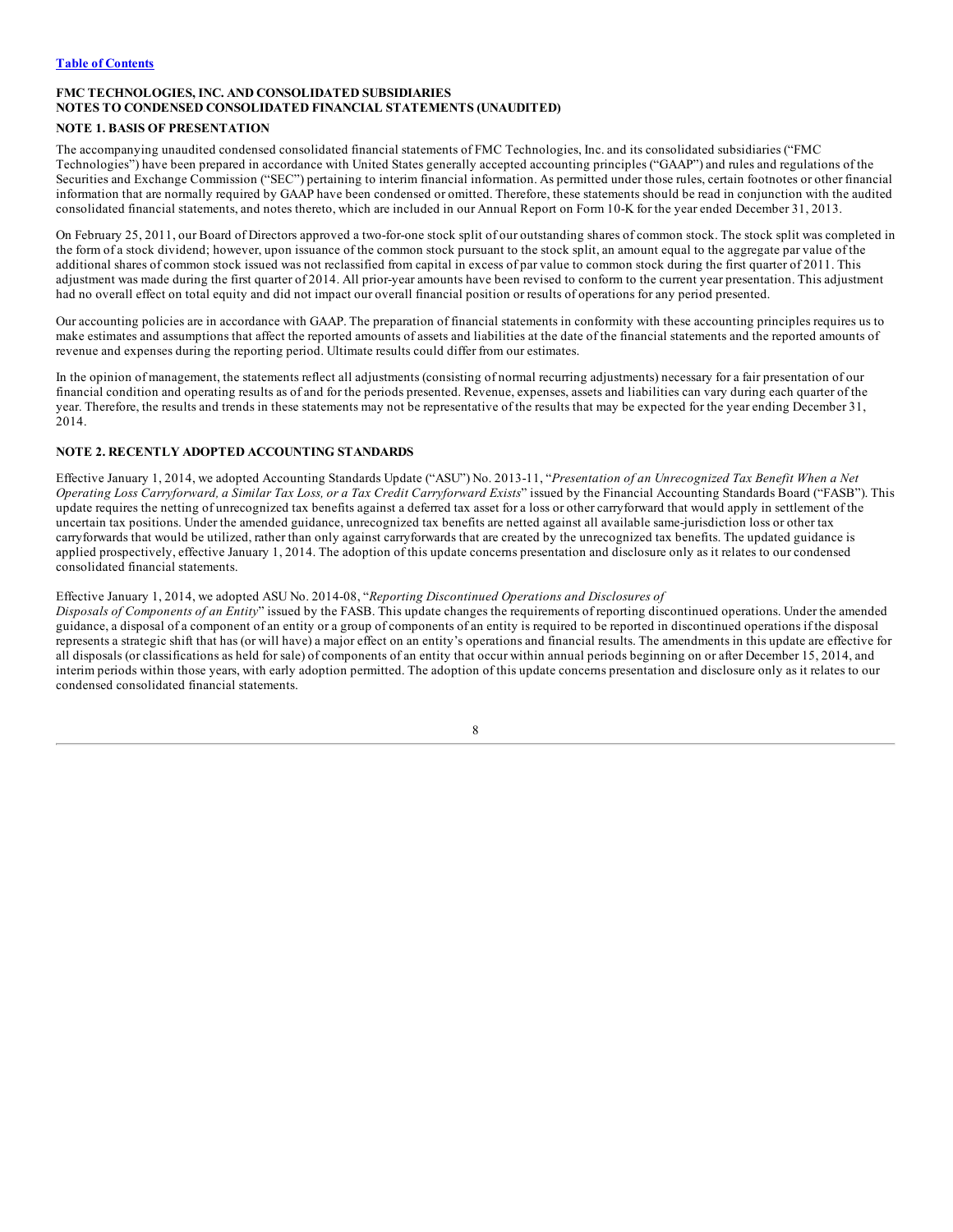**FMC TECHNOLOGIES, INC. AND CONSOLIDATED SUBSIDIARIES**
**NOTES TO CONDENSED CONSOLIDATED FINANCIAL STATEMENTS (UNAUDITED)**

## NOTE 1. BASIS OF PRESENTATION

The accompanying unaudited condensed consolidated financial statements of FMC Technologies, Inc. and its consolidated subsidiaries ("FMC Technologies") have been prepared in accordance with United States generally accepted accounting principles ("GAAP") and rules and regulations of the Securities and Exchange Commission ("SEC") pertaining to interim financial information. As permitted under those rules, certain footnotes or other financial information that are normally required by GAAP have been condensed or omitted. Therefore, these statements should be read in conjunction with the audited consolidated financial statements, and notes thereto, which are included in our Annual Report on Form 10-K for the year ended December 31, 2013.

On February 25, 2011, our Board of Directors approved a two-for-one stock split of our outstanding shares of common stock. The stock split was completed in the form of a stock dividend; however, upon issuance of the common stock pursuant to the stock split, an amount equal to the aggregate par value of the additional shares of common stock issued was not reclassified from capital in excess of par value to common stock during the first quarter of 2011. This adjustment was made during the first quarter of 2014. All prior-year amounts have been revised to conform to the current year presentation. This adjustment had no overall effect on total equity and did not impact our overall financial position or results of operations for any period presented.

Our accounting policies are in accordance with GAAP. The preparation of financial statements in conformity with these accounting principles requires us to make estimates and assumptions that affect the reported amounts of assets and liabilities at the date of the financial statements and the reported amounts of revenue and expenses during the reporting period. Ultimate results could differ from our estimates.

In the opinion of management, the statements reflect all adjustments (consisting of normal recurring adjustments) necessary for a fair presentation of our financial condition and operating results as of and for the periods presented. Revenue, expenses, assets and liabilities can vary during each quarter of the year. Therefore, the results and trends in these statements may not be representative of the results that may be expected for the year ending December 31, 2014.

## NOTE 2. RECENTLY ADOPTED ACCOUNTING STANDARDS

Effective January 1, 2014, we adopted Accounting Standards Update ("ASU") No. 2013-11, "*Presentation of an Unrecognized Tax Benefit When a Net Operating Loss Carryforward, a Similar Tax Loss, or a Tax Credit Carryforward Exists*" issued by the Financial Accounting Standards Board ("FASB"). This update requires the netting of unrecognized tax benefits against a deferred tax asset for a loss or other carryforward that would apply in settlement of the uncertain tax positions. Under the amended guidance, unrecognized tax benefits are netted against all available same-jurisdiction loss or other tax carryforwards that would be utilized, rather than only against carryforwards that are created by the unrecognized tax benefits. The updated guidance is applied prospectively, effective January 1, 2014. The adoption of this update concerns presentation and disclosure only as it relates to our condensed consolidated financial statements.

Effective January 1, 2014, we adopted ASU No. 2014-08, "*Reporting Discontinued Operations and Disclosures of Disposals of Components of an Entity*" issued by the FASB. This update changes the requirements of reporting discontinued operations. Under the amended guidance, a disposal of a component of an entity or a group of components of an entity is required to be reported in discontinued operations if the disposal represents a strategic shift that has (or will have) a major effect on an entity's operations and financial results. The amendments in this update are effective for all disposals (or classifications as held for sale) of components of an entity that occur within annual periods beginning on or after December 15, 2014, and interim periods within those years, with early adoption permitted. The adoption of this update concerns presentation and disclosure only as it relates to our condensed consolidated financial statements.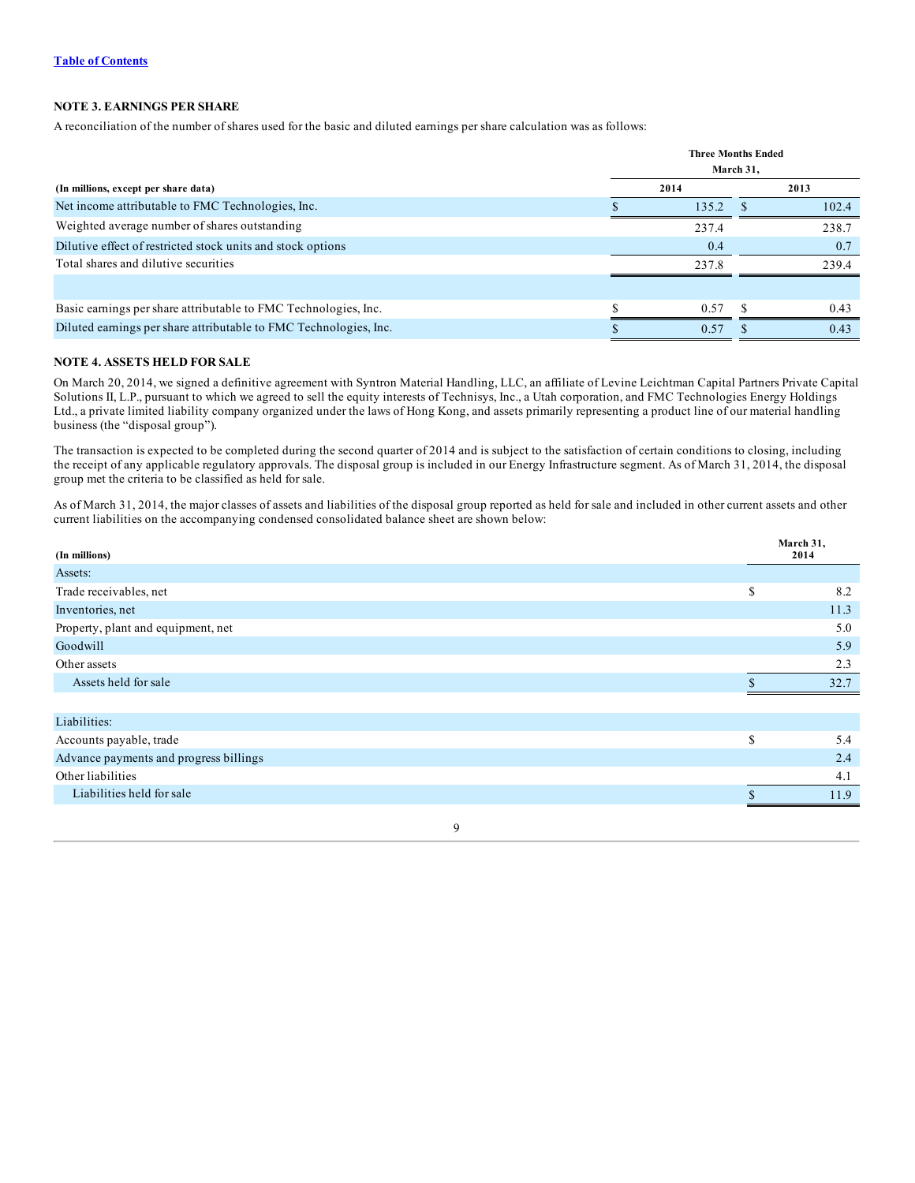[Table of Contents](#)

## NOTE 3. EARNINGS PER SHARE

A reconciliation of the number of shares used for the basic and diluted earnings per share calculation was as follows:

| (In millions, except per share data) | Three Months Ended March 31, 2014 | Three Months Ended March 31, 2013 |
|---|---|---|
| Net income attributable to FMC Technologies, Inc. | $ 135.2 | $ 102.4 |
| Weighted average number of shares outstanding | 237.4 | 238.7 |
| Dilutive effect of restricted stock units and stock options | 0.4 | 0.7 |
| Total shares and dilutive securities | 237.8 | 239.4 |
| | | |
| Basic earnings per share attributable to FMC Technologies, Inc. | $ 0.57 | $ 0.43 |
| Diluted earnings per share attributable to FMC Technologies, Inc. | $ 0.57 | $ 0.43 |

## NOTE 4. ASSETS HELD FOR SALE

On March 20, 2014, we signed a definitive agreement with Syntron Material Handling, LLC, an affiliate of Levine Leichtman Capital Partners Private Capital Solutions II, L.P., pursuant to which we agreed to sell the equity interests of Technisys, Inc., a Utah corporation, and FMC Technologies Energy Holdings Ltd., a private limited liability company organized under the laws of Hong Kong, and assets primarily representing a product line of our material handling business (the "disposal group").

The transaction is expected to be completed during the second quarter of 2014 and is subject to the satisfaction of certain conditions to closing, including the receipt of any applicable regulatory approvals. The disposal group is included in our Energy Infrastructure segment. As of March 31, 2014, the disposal group met the criteria to be classified as held for sale.

As of March 31, 2014, the major classes of assets and liabilities of the disposal group reported as held for sale and included in other current assets and other current liabilities on the accompanying condensed consolidated balance sheet are shown below:

| (In millions) | March 31, 2014 |
|---|---|
| Assets: | |
| Trade receivables, net | $ 8.2 |
| Inventories, net | 11.3 |
| Property, plant and equipment, net | 5.0 |
| Goodwill | 5.9 |
| Other assets | 2.3 |
| Assets held for sale | $ 32.7 |
| | |
| Liabilities: | |
| Accounts payable, trade | $ 5.4 |
| Advance payments and progress billings | 2.4 |
| Other liabilities | 4.1 |
| Liabilities held for sale | $ 11.9 |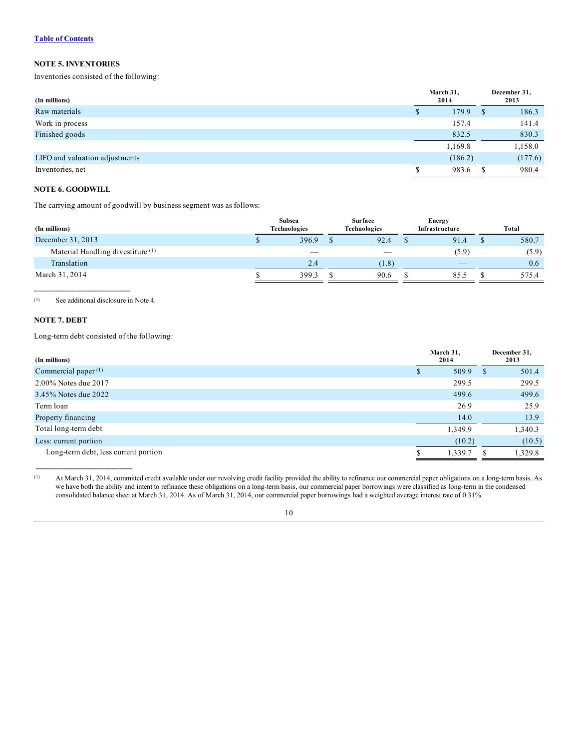[Table of Contents](#)

## NOTE 5. INVENTORIES

Inventories consisted of the following:

| (In millions) | March 31, 2014 | December 31, 2013 |
|---|---|---|
| Raw materials | $ 179.9 | $ 186.3 |
| Work in process | 157.4 | 141.4 |
| Finished goods | 832.5 | 830.3 |
| | 1,169.8 | 1,158.0 |
| LIFO and valuation adjustments | (186.2) | (177.6) |
| Inventories, net | $ 983.6 | $ 980.4 |

## NOTE 6. GOODWILL

The carrying amount of goodwill by business segment was as follows:

| (In millions) | Subsea Technologies | Surface Technologies | Energy Infrastructure | Total |
|---|---|---|---|---|
| December 31, 2013 | $ 396.9 | $ 92.4 | $ 91.4 | $ 580.7 |
| Material Handling divestiture [(1)] | — | — | (5.9) | (5.9) |
| Translation | 2.4 | (1.8) | — | 0.6 |
| March 31, 2014 | $ 399.3 | $ 90.6 | $ 85.5 | $ 575.4 |

_______________________

(1) See additional disclosure in Note 4.

## NOTE 7. DEBT

Long-term debt consisted of the following:

| (In millions) | March 31, 2014 | December 31, 2013 |
|---|---|---|
| Commercial paper [(1)] | $ 509.9 | $ 501.4 |
| 2.00% Notes due 2017 | 299.5 | 299.5 |
| 3.45% Notes due 2022 | 499.6 | 499.6 |
| Term loan | 26.9 | 25.9 |
| Property financing | 14.0 | 13.9 |
| Total long-term debt | 1,349.9 | 1,340.3 |
| Less: current portion | (10.2) | (10.5) |
| Long-term debt, less current portion | $ 1,339.7 | $ 1,329.8 |

_______________________

(1) At March 31, 2014, committed credit available under our revolving credit facility provided the ability to refinance our commercial paper obligations on a long-term basis. As we have both the ability and intent to refinance these obligations on a long-term basis, our commercial paper borrowings were classified as long-term in the condensed consolidated balance sheet at March 31, 2014. As of March 31, 2014, our commercial paper borrowings had a weighted average interest rate of 0.31%.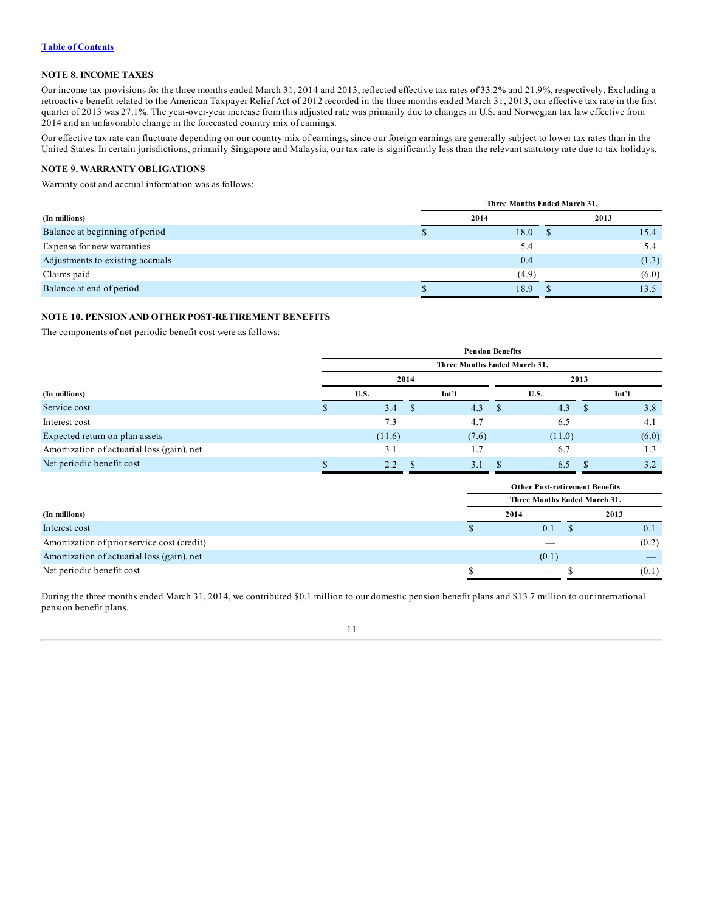[Table of Contents](#)

## NOTE 8. INCOME TAXES

Our income tax provisions for the three months ended March 31, 2014 and 2013, reflected effective tax rates of 33.2% and 21.9%, respectively. Excluding a retroactive benefit related to the American Taxpayer Relief Act of 2012 recorded in the three months ended March 31, 2013, our effective tax rate in the first quarter of 2013 was 27.1%. The year-over-year increase from this adjusted rate was primarily due to changes in U.S. and Norwegian tax law effective from 2014 and an unfavorable change in the forecasted country mix of earnings.

Our effective tax rate can fluctuate depending on our country mix of earnings, since our foreign earnings are generally subject to lower tax rates than in the United States. In certain jurisdictions, primarily Singapore and Malaysia, our tax rate is significantly less than the relevant statutory rate due to tax holidays.

## NOTE 9. WARRANTY OBLIGATIONS

Warranty cost and accrual information was as follows:

| | Three Months Ended March 31, | |
|---|---|---|
| (In millions) | 2014 | 2013 |
| Balance at beginning of period | $ 18.0 | $ 15.4 |
| Expense for new warranties | 5.4 | 5.4 |
| Adjustments to existing accruals | 0.4 | (1.3) |
| Claims paid | (4.9) | (6.0) |
| Balance at end of period | $ 18.9 | $ 13.5 |

## NOTE 10. PENSION AND OTHER POST-RETIREMENT BENEFITS

The components of net periodic benefit cost were as follows:

| | Pension Benefits | | | |
|---|---|---|---|---|
| | Three Months Ended March 31, | | | |
| | 2014 | | 2013 | |
| (In millions) | U.S. | Int'l | U.S. | Int'l |
| Service cost | $ 3.4 | $ 4.3 | $ 4.3 | $ 3.8 |
| Interest cost | 7.3 | 4.7 | 6.5 | 4.1 |
| Expected return on plan assets | (11.6) | (7.6) | (11.0) | (6.0) |
| Amortization of actuarial loss (gain), net | 3.1 | 1.7 | 6.7 | 1.3 |
| Net periodic benefit cost | $ 2.2 | $ 3.1 | $ 6.5 | $ 3.2 |

| | Other Post-retirement Benefits | |
|---|---|---|
| | Three Months Ended March 31, | |
| (In millions) | 2014 | 2013 |
| Interest cost | $ 0.1 | $ 0.1 |
| Amortization of prior service cost (credit) | — | (0.2) |
| Amortization of actuarial loss (gain), net | (0.1) | — |
| Net periodic benefit cost | $ — | $ (0.1) |

During the three months ended March 31, 2014, we contributed $0.1 million to our domestic pension benefit plans and $13.7 million to our international pension benefit plans.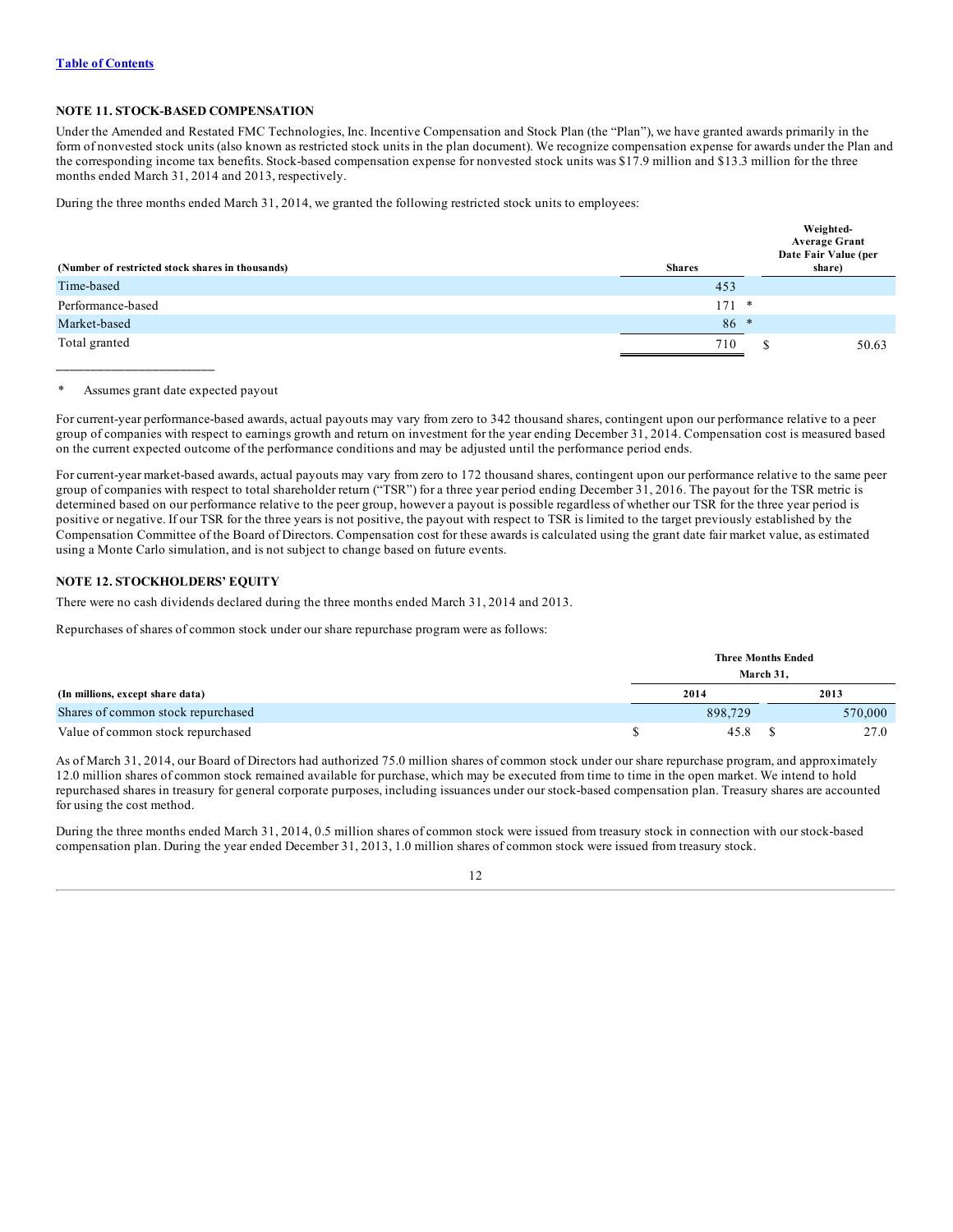[Table of Contents]

### NOTE 11. STOCK-BASED COMPENSATION

Under the Amended and Restated FMC Technologies, Inc. Incentive Compensation and Stock Plan (the "Plan"), we have granted awards primarily in the form of nonvested stock units (also known as restricted stock units in the plan document). We recognize compensation expense for awards under the Plan and the corresponding income tax benefits. Stock-based compensation expense for nonvested stock units was $17.9 million and $13.3 million for the three months ended March 31, 2014 and 2013, respectively.

During the three months ended March 31, 2014, we granted the following restricted stock units to employees:

| (Number of restricted stock shares in thousands) | Shares | Weighted-Average Grant Date Fair Value (per share) |
|---|---|---|
| Time-based | 453 | |
| Performance-based | 171 * | |
| Market-based | 86 * | |
| Total granted | 710 | $ 50.63 |

\* Assumes grant date expected payout

For current-year performance-based awards, actual payouts may vary from zero to 342 thousand shares, contingent upon our performance relative to a peer group of companies with respect to earnings growth and return on investment for the year ending December 31, 2014. Compensation cost is measured based on the current expected outcome of the performance conditions and may be adjusted until the performance period ends.

For current-year market-based awards, actual payouts may vary from zero to 172 thousand shares, contingent upon our performance relative to the same peer group of companies with respect to total shareholder return ("TSR") for a three year period ending December 31, 2016. The payout for the TSR metric is determined based on our performance relative to the peer group, however a payout is possible regardless of whether our TSR for the three year period is positive or negative. If our TSR for the three years is not positive, the payout with respect to TSR is limited to the target previously established by the Compensation Committee of the Board of Directors. Compensation cost for these awards is calculated using the grant date fair market value, as estimated using a Monte Carlo simulation, and is not subject to change based on future events.

### NOTE 12. STOCKHOLDERS' EQUITY

There were no cash dividends declared during the three months ended March 31, 2014 and 2013.

Repurchases of shares of common stock under our share repurchase program were as follows:

| (In millions, except share data) | Three Months Ended March 31, 2014 | Three Months Ended March 31, 2013 |
|---|---|---|
| Shares of common stock repurchased | 898,729 | 570,000 |
| Value of common stock repurchased | $ 45.8 | $ 27.0 |

As of March 31, 2014, our Board of Directors had authorized 75.0 million shares of common stock under our share repurchase program, and approximately 12.0 million shares of common stock remained available for purchase, which may be executed from time to time in the open market. We intend to hold repurchased shares in treasury for general corporate purposes, including issuances under our stock-based compensation plan. Treasury shares are accounted for using the cost method.

During the three months ended March 31, 2014, 0.5 million shares of common stock were issued from treasury stock in connection with our stock-based compensation plan. During the year ended December 31, 2013, 1.0 million shares of common stock were issued from treasury stock.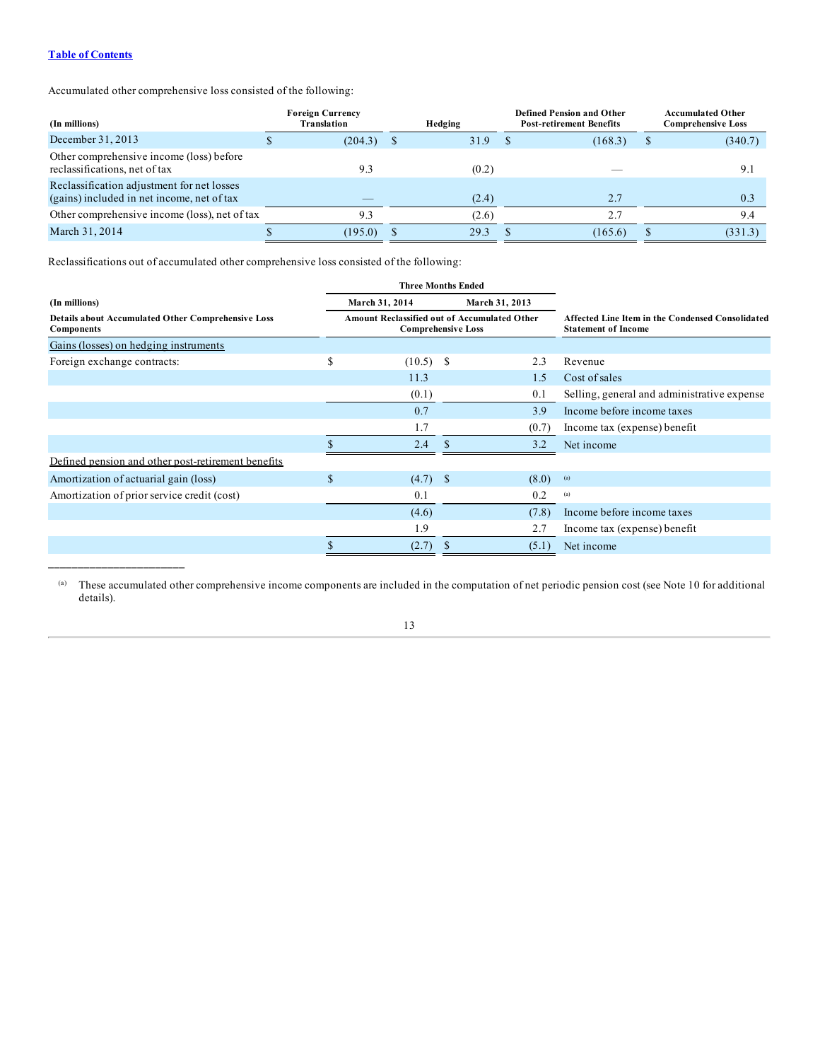[Table of Contents](#)

Accumulated other comprehensive loss consisted of the following:

| (In millions) | Foreign Currency Translation | Hedging | Defined Pension and Other Post-retirement Benefits | Accumulated Other Comprehensive Loss |
|---|---|---|---|---|
| December 31, 2013 | $ (204.3) | $ 31.9 | $ (168.3) | $ (340.7) |
| Other comprehensive income (loss) before reclassifications, net of tax | 9.3 | (0.2) | — | 9.1 |
| Reclassification adjustment for net losses (gains) included in net income, net of tax | — | (2.4) | 2.7 | 0.3 |
| Other comprehensive income (loss), net of tax | 9.3 | (2.6) | 2.7 | 9.4 |
| March 31, 2014 | $ (195.0) | $ 29.3 | $ (165.6) | $ (331.3) |

Reclassifications out of accumulated other comprehensive loss consisted of the following:

| (In millions) | Three Months Ended | | |
|---|---|---|---|
| | March 31, 2014 | March 31, 2013 | |
| Details about Accumulated Other Comprehensive Loss Components | Amount Reclassified out of Accumulated Other Comprehensive Loss | | Affected Line Item in the Condensed Consolidated Statement of Income |
| Gains (losses) on hedging instruments | | | |
| Foreign exchange contracts: | $ (10.5) | $ 2.3 | Revenue |
| | 11.3 | 1.5 | Cost of sales |
| | (0.1) | 0.1 | Selling, general and administrative expense |
| | 0.7 | 3.9 | Income before income taxes |
| | 1.7 | (0.7) | Income tax (expense) benefit |
| | $ 2.4 | $ 3.2 | Net income |
| Defined pension and other post-retirement benefits | | | |
| Amortization of actuarial gain (loss) | $ (4.7) | $ (8.0) | (a) |
| Amortization of prior service credit (cost) | 0.1 | 0.2 | (a) |
| | (4.6) | (7.8) | Income before income taxes |
| | 1.9 | 2.7 | Income tax (expense) benefit |
| | $ (2.7) | $ (5.1) | Net income |

---

(a) These accumulated other comprehensive income components are included in the computation of net periodic pension cost (see Note 10 for additional details).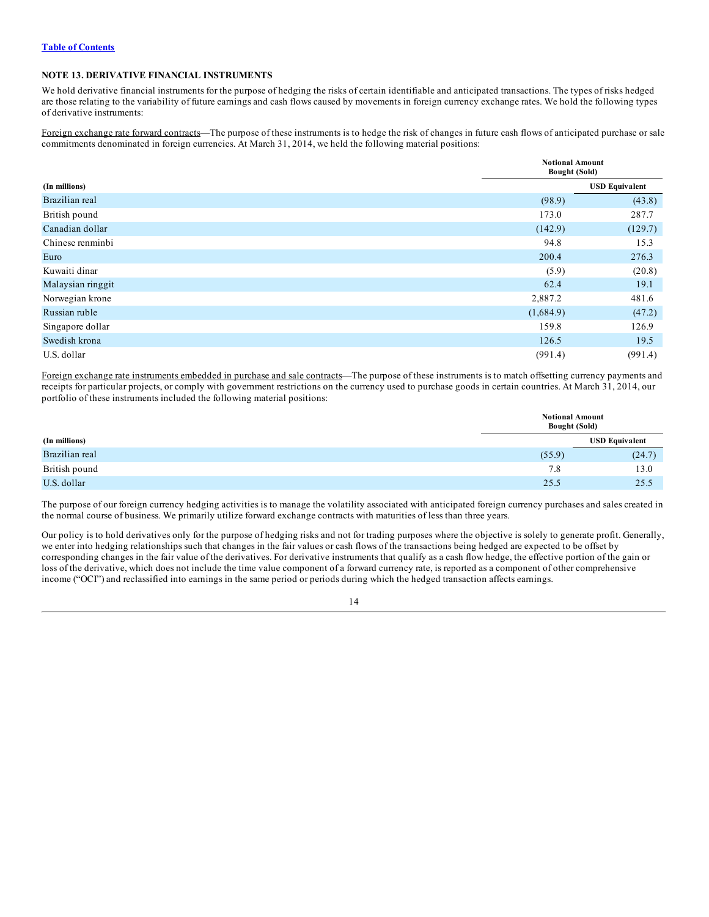### NOTE 13. DERIVATIVE FINANCIAL INSTRUMENTS

We hold derivative financial instruments for the purpose of hedging the risks of certain identifiable and anticipated transactions. The types of risks hedged are those relating to the variability of future earnings and cash flows caused by movements in foreign currency exchange rates. We hold the following types of derivative instruments:

Foreign exchange rate forward contracts—The purpose of these instruments is to hedge the risk of changes in future cash flows of anticipated purchase or sale commitments denominated in foreign currencies. At March 31, 2014, we held the following material positions:

| (In millions) | Notional Amount Bought (Sold) | USD Equivalent |
|---|---|---|
| Brazilian real | (98.9) | (43.8) |
| British pound | 173.0 | 287.7 |
| Canadian dollar | (142.9) | (129.7) |
| Chinese renminbi | 94.8 | 15.3 |
| Euro | 200.4 | 276.3 |
| Kuwaiti dinar | (5.9) | (20.8) |
| Malaysian ringgit | 62.4 | 19.1 |
| Norwegian krone | 2,887.2 | 481.6 |
| Russian ruble | (1,684.9) | (47.2) |
| Singapore dollar | 159.8 | 126.9 |
| Swedish krona | 126.5 | 19.5 |
| U.S. dollar | (991.4) | (991.4) |

Foreign exchange rate instruments embedded in purchase and sale contracts—The purpose of these instruments is to match offsetting currency payments and receipts for particular projects, or comply with government restrictions on the currency used to purchase goods in certain countries. At March 31, 2014, our portfolio of these instruments included the following material positions:

| (In millions) | Notional Amount Bought (Sold) | USD Equivalent |
|---|---|---|
| Brazilian real | (55.9) | (24.7) |
| British pound | 7.8 | 13.0 |
| U.S. dollar | 25.5 | 25.5 |

The purpose of our foreign currency hedging activities is to manage the volatility associated with anticipated foreign currency purchases and sales created in the normal course of business. We primarily utilize forward exchange contracts with maturities of less than three years.

Our policy is to hold derivatives only for the purpose of hedging risks and not for trading purposes where the objective is solely to generate profit. Generally, we enter into hedging relationships such that changes in the fair values or cash flows of the transactions being hedged are expected to be offset by corresponding changes in the fair value of the derivatives. For derivative instruments that qualify as a cash flow hedge, the effective portion of the gain or loss of the derivative, which does not include the time value component of a forward currency rate, is reported as a component of other comprehensive income ("OCI") and reclassified into earnings in the same period or periods during which the hedged transaction affects earnings.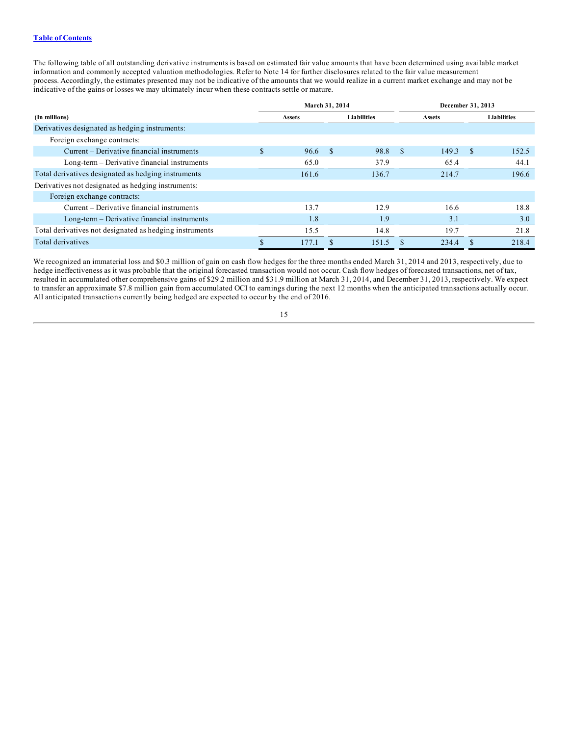[Table of Contents](#)

The following table of all outstanding derivative instruments is based on estimated fair value amounts that have been determined using available market information and commonly accepted valuation methodologies. Refer to Note 14 for further disclosures related to the fair value measurement process. Accordingly, the estimates presented may not be indicative of the amounts that we would realize in a current market exchange and may not be indicative of the gains or losses we may ultimately incur when these contracts settle or mature.

| (In millions) | March 31, 2014 | | December 31, 2013 | |
|---|---|---|---|---|
| | Assets | Liabilities | Assets | Liabilities |
| Derivatives designated as hedging instruments: | | | | |
| Foreign exchange contracts: | | | | |
| Current – Derivative financial instruments | $ 96.6 | $ 98.8 | $ 149.3 | $ 152.5 |
| Long-term – Derivative financial instruments | 65.0 | 37.9 | 65.4 | 44.1 |
| Total derivatives designated as hedging instruments | 161.6 | 136.7 | 214.7 | 196.6 |
| Derivatives not designated as hedging instruments: | | | | |
| Foreign exchange contracts: | | | | |
| Current – Derivative financial instruments | 13.7 | 12.9 | 16.6 | 18.8 |
| Long-term – Derivative financial instruments | 1.8 | 1.9 | 3.1 | 3.0 |
| Total derivatives not designated as hedging instruments | 15.5 | 14.8 | 19.7 | 21.8 |
| Total derivatives | $ 177.1 | $ 151.5 | $ 234.4 | $ 218.4 |

We recognized an immaterial loss and $0.3 million of gain on cash flow hedges for the three months ended March 31, 2014 and 2013, respectively, due to hedge ineffectiveness as it was probable that the original forecasted transaction would not occur. Cash flow hedges of forecasted transactions, net of tax, resulted in accumulated other comprehensive gains of $29.2 million and $31.9 million at March 31, 2014, and December 31, 2013, respectively. We expect to transfer an approximate $7.8 million gain from accumulated OCI to earnings during the next 12 months when the anticipated transactions actually occur. All anticipated transactions currently being hedged are expected to occur by the end of 2016.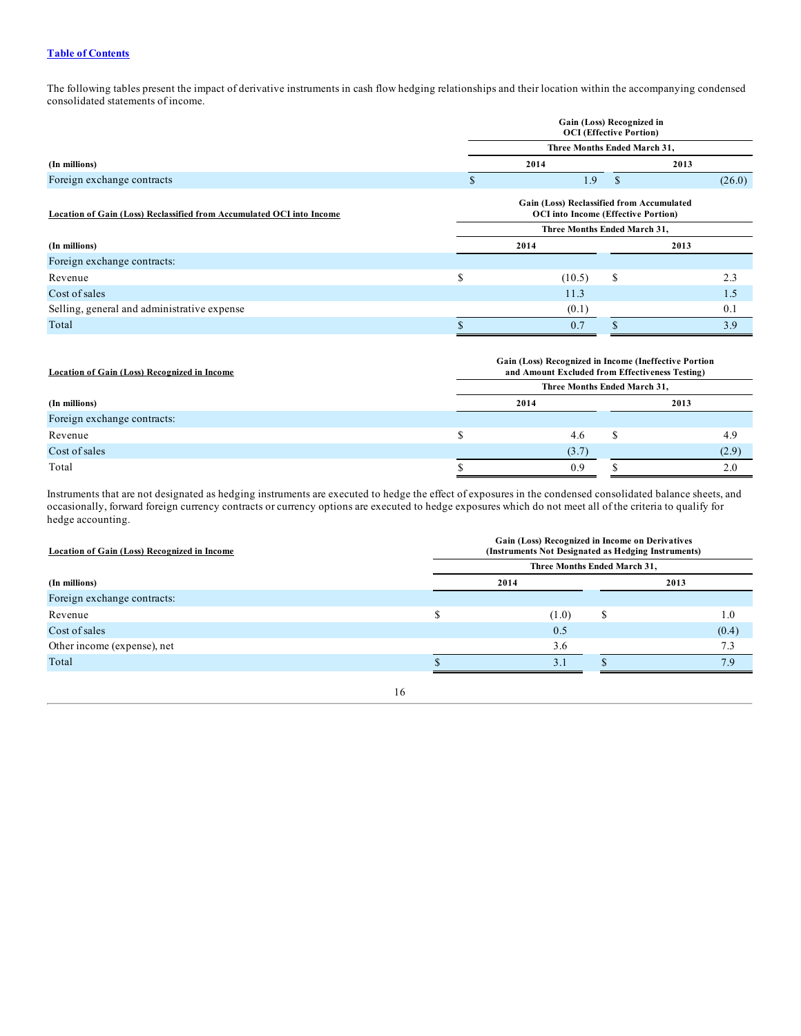The following tables present the impact of derivative instruments in cash flow hedging relationships and their location within the accompanying condensed consolidated statements of income.

| | Gain (Loss) Recognized in OCI (Effective Portion) | |
|---|---|---|
| | Three Months Ended March 31, | |
| (In millions) | 2014 | 2013 |
| Foreign exchange contracts | $ 1.9 | $ (26.0) |

| Location of Gain (Loss) Reclassified from Accumulated OCI into Income | Gain (Loss) Reclassified from Accumulated OCI into Income (Effective Portion) | |
|---|---|---|
| | Three Months Ended March 31, | |
| (In millions) | 2014 | 2013 |
| Foreign exchange contracts: | | |
| Revenue | $ (10.5) | $ 2.3 |
| Cost of sales | 11.3 | 1.5 |
| Selling, general and administrative expense | (0.1) | 0.1 |
| Total | $ 0.7 | $ 3.9 |

| Location of Gain (Loss) Recognized in Income | Gain (Loss) Recognized in Income (Ineffective Portion and Amount Excluded from Effectiveness Testing) | |
|---|---|---|
| | Three Months Ended March 31, | |
| (In millions) | 2014 | 2013 |
| Foreign exchange contracts: | | |
| Revenue | $ 4.6 | $ 4.9 |
| Cost of sales | (3.7) | (2.9) |
| Total | $ 0.9 | $ 2.0 |

Instruments that are not designated as hedging instruments are executed to hedge the effect of exposures in the condensed consolidated balance sheets, and occasionally, forward foreign currency contracts or currency options are executed to hedge exposures which do not meet all of the criteria to qualify for hedge accounting.

| Location of Gain (Loss) Recognized in Income | Gain (Loss) Recognized in Income on Derivatives (Instruments Not Designated as Hedging Instruments) | |
|---|---|---|
| | Three Months Ended March 31, | |
| (In millions) | 2014 | 2013 |
| Foreign exchange contracts: | | |
| Revenue | $ (1.0) | $ 1.0 |
| Cost of sales | 0.5 | (0.4) |
| Other income (expense), net | 3.6 | 7.3 |
| Total | $ 3.1 | $ 7.9 |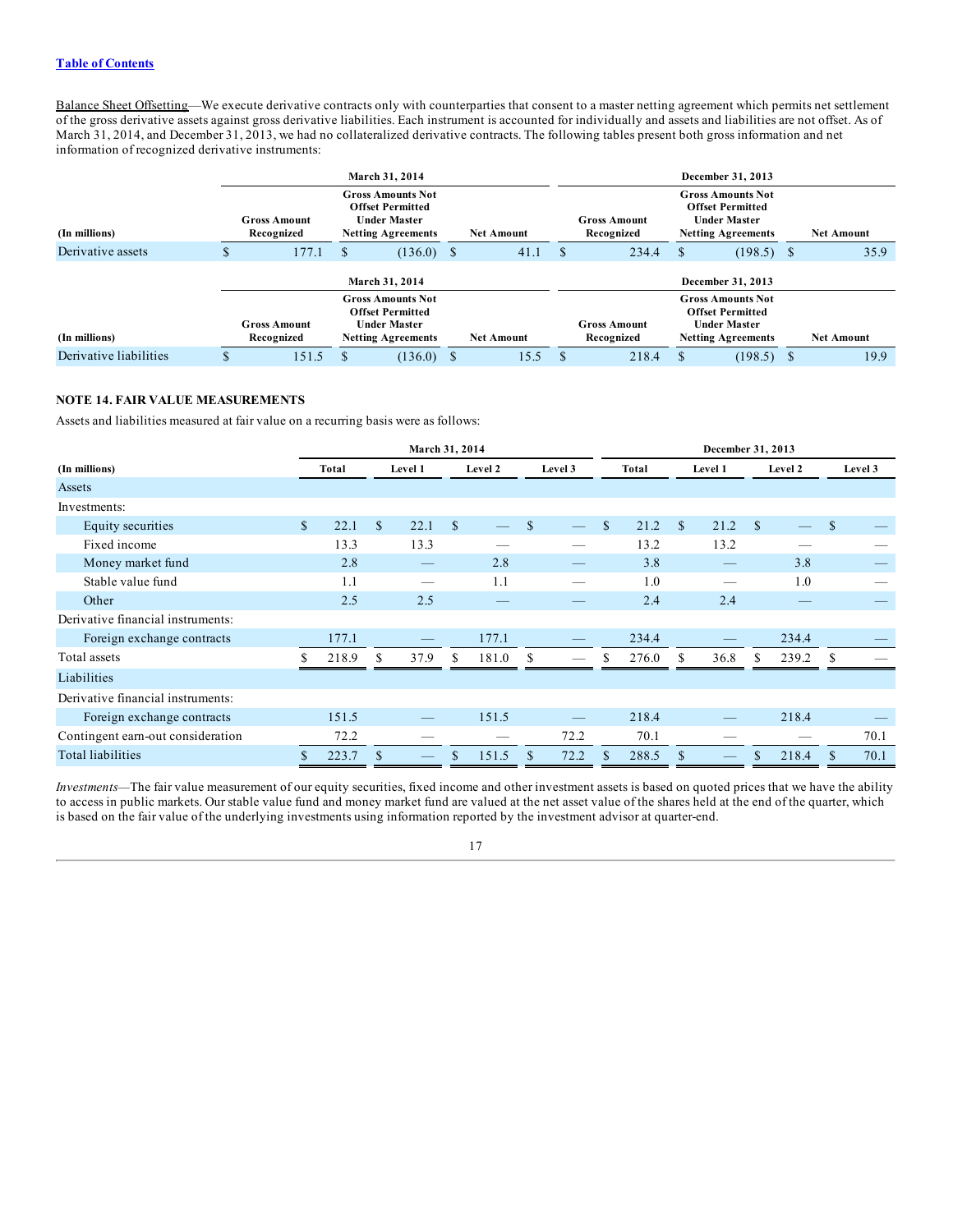[Table of Contents](#)

Balance Sheet Offsetting—We execute derivative contracts only with counterparties that consent to a master netting agreement which permits net settlement of the gross derivative assets against gross derivative liabilities. Each instrument is accounted for individually and assets and liabilities are not offset. As of March 31, 2014, and December 31, 2013, we had no collateralized derivative contracts. The following tables present both gross information and net information of recognized derivative instruments:

| | March 31, 2014 | | | December 31, 2013 | | |
|---|---|---|---|---|---|---|
| (In millions) | Gross Amount Recognized | Gross Amounts Not Offset Permitted Under Master Netting Agreements | Net Amount | Gross Amount Recognized | Gross Amounts Not Offset Permitted Under Master Netting Agreements | Net Amount |
| Derivative assets | $ 177.1 | $ (136.0) | $ 41.1 | $ 234.4 | $ (198.5) | $ 35.9 |

| | March 31, 2014 | | | December 31, 2013 | | |
|---|---|---|---|---|---|---|
| (In millions) | Gross Amount Recognized | Gross Amounts Not Offset Permitted Under Master Netting Agreements | Net Amount | Gross Amount Recognized | Gross Amounts Not Offset Permitted Under Master Netting Agreements | Net Amount |
| Derivative liabilities | $ 151.5 | $ (136.0) | $ 15.5 | $ 218.4 | $ (198.5) | $ 19.9 |

## NOTE 14. FAIR VALUE MEASUREMENTS

Assets and liabilities measured at fair value on a recurring basis were as follows:

| | March 31, 2014 | | | | December 31, 2013 | | | |
|---|---|---|---|---|---|---|---|---|
| (In millions) | Total | Level 1 | Level 2 | Level 3 | Total | Level 1 | Level 2 | Level 3 |
| Assets | | | | | | | | |
| Investments: | | | | | | | | |
| Equity securities | $ 22.1 | $ 22.1 | $ — | $ — | $ 21.2 | $ 21.2 | $ — | $ — |
| Fixed income | 13.3 | 13.3 | — | — | 13.2 | 13.2 | — | — |
| Money market fund | 2.8 | — | 2.8 | — | 3.8 | — | 3.8 | — |
| Stable value fund | 1.1 | — | 1.1 | — | 1.0 | — | 1.0 | — |
| Other | 2.5 | 2.5 | — | — | 2.4 | 2.4 | — | — |
| Derivative financial instruments: | | | | | | | | |
| Foreign exchange contracts | 177.1 | — | 177.1 | — | 234.4 | — | 234.4 | — |
| Total assets | $ 218.9 | $ 37.9 | $ 181.0 | $ — | $ 276.0 | $ 36.8 | $ 239.2 | $ — |
| Liabilities | | | | | | | | |
| Derivative financial instruments: | | | | | | | | |
| Foreign exchange contracts | 151.5 | — | 151.5 | — | 218.4 | — | 218.4 | — |
| Contingent earn-out consideration | 72.2 | — | — | 72.2 | 70.1 | — | — | 70.1 |
| Total liabilities | $ 223.7 | $ — | $ 151.5 | $ 72.2 | $ 288.5 | $ — | $ 218.4 | $ 70.1 |

*Investments*—The fair value measurement of our equity securities, fixed income and other investment assets is based on quoted prices that we have the ability to access in public markets. Our stable value fund and money market fund are valued at the net asset value of the shares held at the end of the quarter, which is based on the fair value of the underlying investments using information reported by the investment advisor at quarter-end.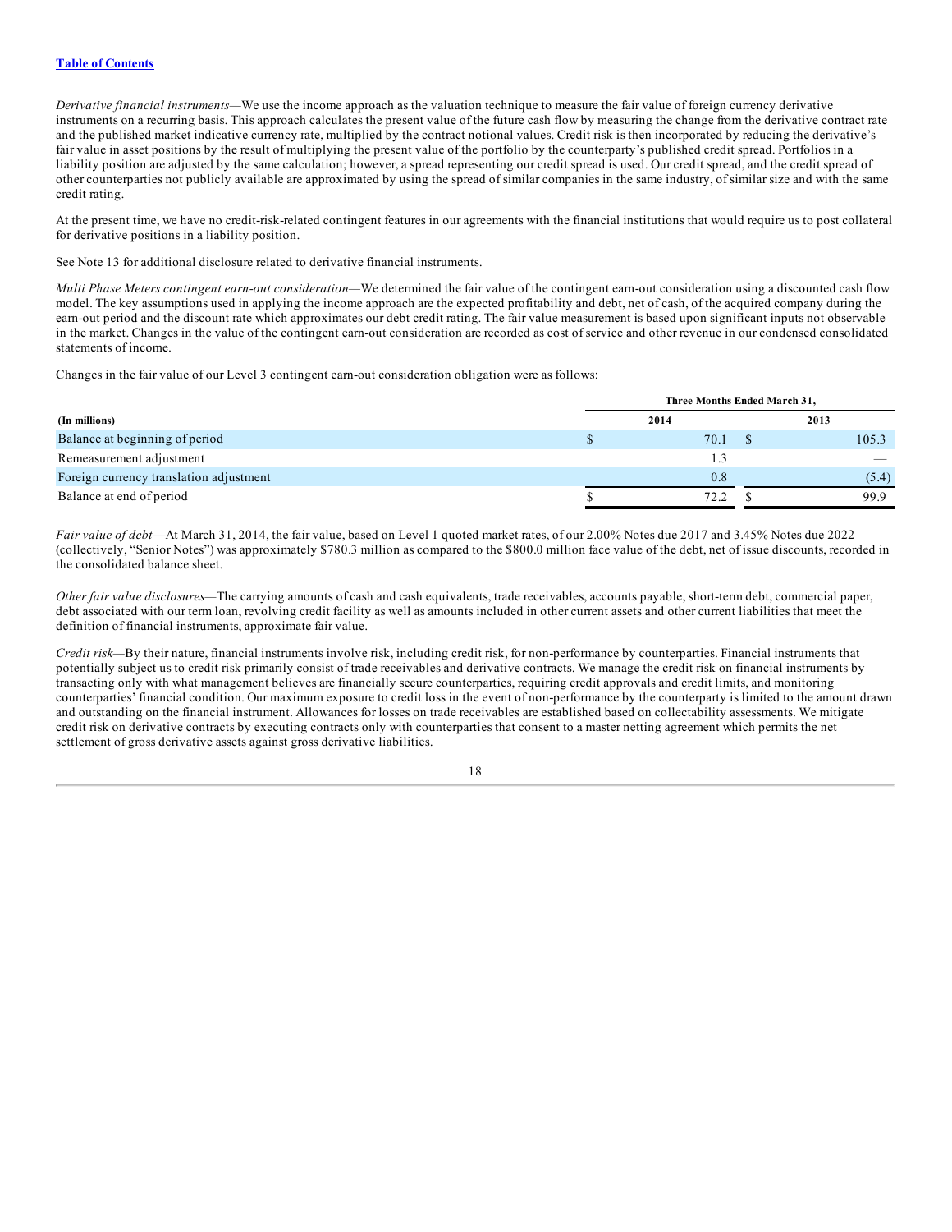*Derivative financial instruments*—We use the income approach as the valuation technique to measure the fair value of foreign currency derivative instruments on a recurring basis. This approach calculates the present value of the future cash flow by measuring the change from the derivative contract rate and the published market indicative currency rate, multiplied by the contract notional values. Credit risk is then incorporated by reducing the derivative's fair value in asset positions by the result of multiplying the present value of the portfolio by the counterparty's published credit spread. Portfolios in a liability position are adjusted by the same calculation; however, a spread representing our credit spread is used. Our credit spread, and the credit spread of other counterparties not publicly available are approximated by using the spread of similar companies in the same industry, of similar size and with the same credit rating.

At the present time, we have no credit-risk-related contingent features in our agreements with the financial institutions that would require us to post collateral for derivative positions in a liability position.

See Note 13 for additional disclosure related to derivative financial instruments.

*Multi Phase Meters contingent earn-out consideration*—We determined the fair value of the contingent earn-out consideration using a discounted cash flow model. The key assumptions used in applying the income approach are the expected profitability and debt, net of cash, of the acquired company during the earn-out period and the discount rate which approximates our debt credit rating. The fair value measurement is based upon significant inputs not observable in the market. Changes in the value of the contingent earn-out consideration are recorded as cost of service and other revenue in our condensed consolidated statements of income.

Changes in the fair value of our Level 3 contingent earn-out consideration obligation were as follows:

| | Three Months Ended March 31, | |
|---|---|---|
| **(In millions)** | **2014** | **2013** |
| Balance at beginning of period | $ 70.1 | $ 105.3 |
| Remeasurement adjustment | 1.3 | — |
| Foreign currency translation adjustment | 0.8 | (5.4) |
| Balance at end of period | $ 72.2 | $ 99.9 |

*Fair value of debt*—At March 31, 2014, the fair value, based on Level 1 quoted market rates, of our 2.00% Notes due 2017 and 3.45% Notes due 2022 (collectively, "Senior Notes") was approximately $780.3 million as compared to the $800.0 million face value of the debt, net of issue discounts, recorded in the consolidated balance sheet.

*Other fair value disclosures*—The carrying amounts of cash and cash equivalents, trade receivables, accounts payable, short-term debt, commercial paper, debt associated with our term loan, revolving credit facility as well as amounts included in other current assets and other current liabilities that meet the definition of financial instruments, approximate fair value.

*Credit risk*—By their nature, financial instruments involve risk, including credit risk, for non-performance by counterparties. Financial instruments that potentially subject us to credit risk primarily consist of trade receivables and derivative contracts. We manage the credit risk on financial instruments by transacting only with what management believes are financially secure counterparties, requiring credit approvals and credit limits, and monitoring counterparties' financial condition. Our maximum exposure to credit loss in the event of non-performance by the counterparty is limited to the amount drawn and outstanding on the financial instrument. Allowances for losses on trade receivables are established based on collectability assessments. We mitigate credit risk on derivative contracts by executing contracts only with counterparties that consent to a master netting agreement which permits the net settlement of gross derivative assets against gross derivative liabilities.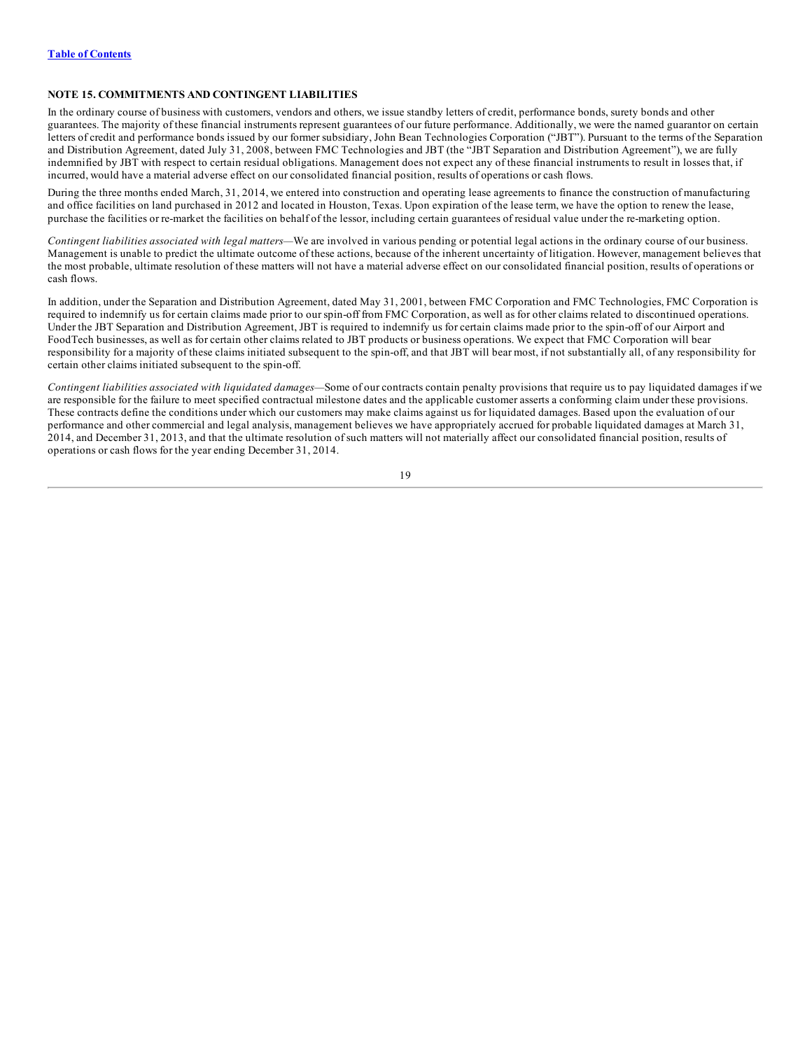## NOTE 15. COMMITMENTS AND CONTINGENT LIABILITIES

In the ordinary course of business with customers, vendors and others, we issue standby letters of credit, performance bonds, surety bonds and other guarantees. The majority of these financial instruments represent guarantees of our future performance. Additionally, we were the named guarantor on certain letters of credit and performance bonds issued by our former subsidiary, John Bean Technologies Corporation ("JBT"). Pursuant to the terms of the Separation and Distribution Agreement, dated July 31, 2008, between FMC Technologies and JBT (the "JBT Separation and Distribution Agreement"), we are fully indemnified by JBT with respect to certain residual obligations. Management does not expect any of these financial instruments to result in losses that, if incurred, would have a material adverse effect on our consolidated financial position, results of operations or cash flows.

During the three months ended March, 31, 2014, we entered into construction and operating lease agreements to finance the construction of manufacturing and office facilities on land purchased in 2012 and located in Houston, Texas. Upon expiration of the lease term, we have the option to renew the lease, purchase the facilities or re-market the facilities on behalf of the lessor, including certain guarantees of residual value under the re-marketing option.

*Contingent liabilities associated with legal matters*—We are involved in various pending or potential legal actions in the ordinary course of our business. Management is unable to predict the ultimate outcome of these actions, because of the inherent uncertainty of litigation. However, management believes that the most probable, ultimate resolution of these matters will not have a material adverse effect on our consolidated financial position, results of operations or cash flows.

In addition, under the Separation and Distribution Agreement, dated May 31, 2001, between FMC Corporation and FMC Technologies, FMC Corporation is required to indemnify us for certain claims made prior to our spin-off from FMC Corporation, as well as for other claims related to discontinued operations. Under the JBT Separation and Distribution Agreement, JBT is required to indemnify us for certain claims made prior to the spin-off of our Airport and FoodTech businesses, as well as for certain other claims related to JBT products or business operations. We expect that FMC Corporation will bear responsibility for a majority of these claims initiated subsequent to the spin-off, and that JBT will bear most, if not substantially all, of any responsibility for certain other claims initiated subsequent to the spin-off.

*Contingent liabilities associated with liquidated damages*—Some of our contracts contain penalty provisions that require us to pay liquidated damages if we are responsible for the failure to meet specified contractual milestone dates and the applicable customer asserts a conforming claim under these provisions. These contracts define the conditions under which our customers may make claims against us for liquidated damages. Based upon the evaluation of our performance and other commercial and legal analysis, management believes we have appropriately accrued for probable liquidated damages at March 31, 2014, and December 31, 2013, and that the ultimate resolution of such matters will not materially affect our consolidated financial position, results of operations or cash flows for the year ending December 31, 2014.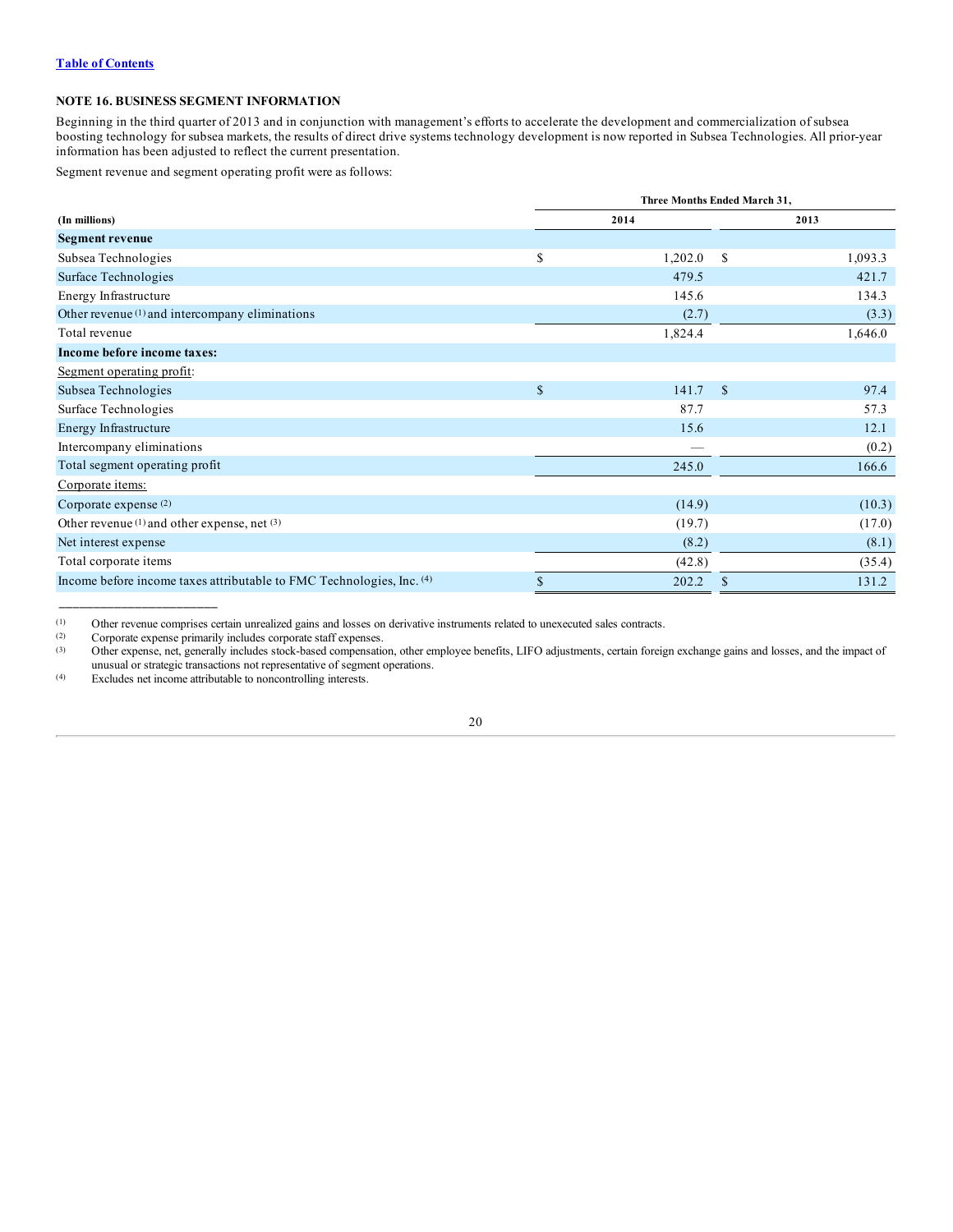[Table of Contents](#)

## NOTE 16. BUSINESS SEGMENT INFORMATION

Beginning in the third quarter of 2013 and in conjunction with management's efforts to accelerate the development and commercialization of subsea boosting technology for subsea markets, the results of direct drive systems technology development is now reported in Subsea Technologies. All prior-year information has been adjusted to reflect the current presentation.

Segment revenue and segment operating profit were as follows:

| (In millions) | Three Months Ended March 31, 2014 | 2013 |
|---|---|---|
| **Segment revenue** | | |
| Subsea Technologies | $ 1,202.0 | $ 1,093.3 |
| Surface Technologies | 479.5 | 421.7 |
| Energy Infrastructure | 145.6 | 134.3 |
| Other revenue [(1)] and intercompany eliminations | (2.7) | (3.3) |
| Total revenue | 1,824.4 | 1,646.0 |
| **Income before income taxes:** | | |
| Segment operating profit: | | |
| Subsea Technologies | $ 141.7 | $ 97.4 |
| Surface Technologies | 87.7 | 57.3 |
| Energy Infrastructure | 15.6 | 12.1 |
| Intercompany eliminations | — | (0.2) |
| Total segment operating profit | 245.0 | 166.6 |
| Corporate items: | | |
| Corporate expense [(2)] | (14.9) | (10.3) |
| Other revenue [(1)] and other expense, net [(3)] | (19.7) | (17.0) |
| Net interest expense | (8.2) | (8.1) |
| Total corporate items | (42.8) | (35.4) |
| Income before income taxes attributable to FMC Technologies, Inc. [(4)] | $ 202.2 | $ 131.2 |

---

(1) Other revenue comprises certain unrealized gains and losses on derivative instruments related to unexecuted sales contracts.

(2) Corporate expense primarily includes corporate staff expenses.

(3) Other expense, net, generally includes stock-based compensation, other employee benefits, LIFO adjustments, certain foreign exchange gains and losses, and the impact of unusual or strategic transactions not representative of segment operations.

(4) Excludes net income attributable to noncontrolling interests.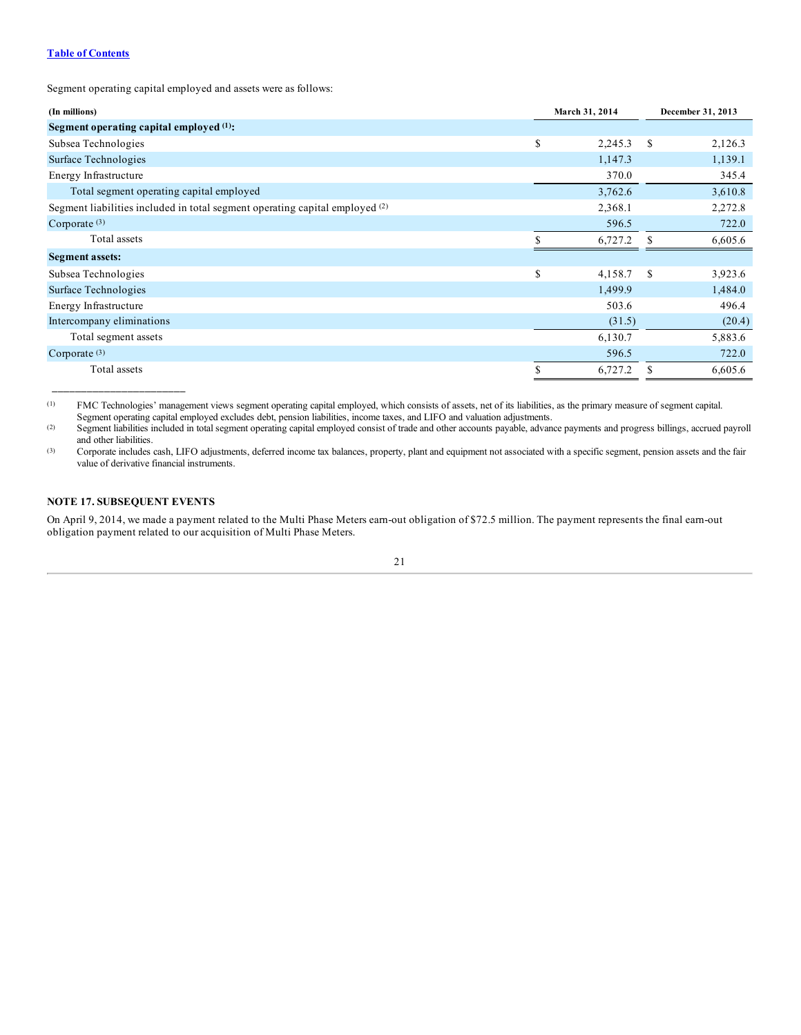Table of Contents

Segment operating capital employed and assets were as follows:

| (In millions) | March 31, 2014 | December 31, 2013 |
|---|---|---|
| **Segment operating capital employed [(1)]:** | | |
| Subsea Technologies | $ 2,245.3 | $ 2,126.3 |
| Surface Technologies | 1,147.3 | 1,139.1 |
| Energy Infrastructure | 370.0 | 345.4 |
| Total segment operating capital employed | 3,762.6 | 3,610.8 |
| Segment liabilities included in total segment operating capital employed [(2)] | 2,368.1 | 2,272.8 |
| Corporate [(3)] | 596.5 | 722.0 |
| Total assets | $ 6,727.2 | $ 6,605.6 |
| **Segment assets:** | | |
| Subsea Technologies | $ 4,158.7 | $ 3,923.6 |
| Surface Technologies | 1,499.9 | 1,484.0 |
| Energy Infrastructure | 503.6 | 496.4 |
| Intercompany eliminations | (31.5) | (20.4) |
| Total segment assets | 6,130.7 | 5,883.6 |
| Corporate [(3)] | 596.5 | 722.0 |
| Total assets | $ 6,727.2 | $ 6,605.6 |

(1) FMC Technologies' management views segment operating capital employed, which consists of assets, net of its liabilities, as the primary measure of segment capital. Segment operating capital employed excludes debt, pension liabilities, income taxes, and LIFO and valuation adjustments.

(2) Segment liabilities included in total segment operating capital employed consist of trade and other accounts payable, advance payments and progress billings, accrued payroll and other liabilities.

(3) Corporate includes cash, LIFO adjustments, deferred income tax balances, property, plant and equipment not associated with a specific segment, pension assets and the fair value of derivative financial instruments.

## NOTE 17. SUBSEQUENT EVENTS

On April 9, 2014, we made a payment related to the Multi Phase Meters earn-out obligation of $72.5 million. The payment represents the final earn-out obligation payment related to our acquisition of Multi Phase Meters.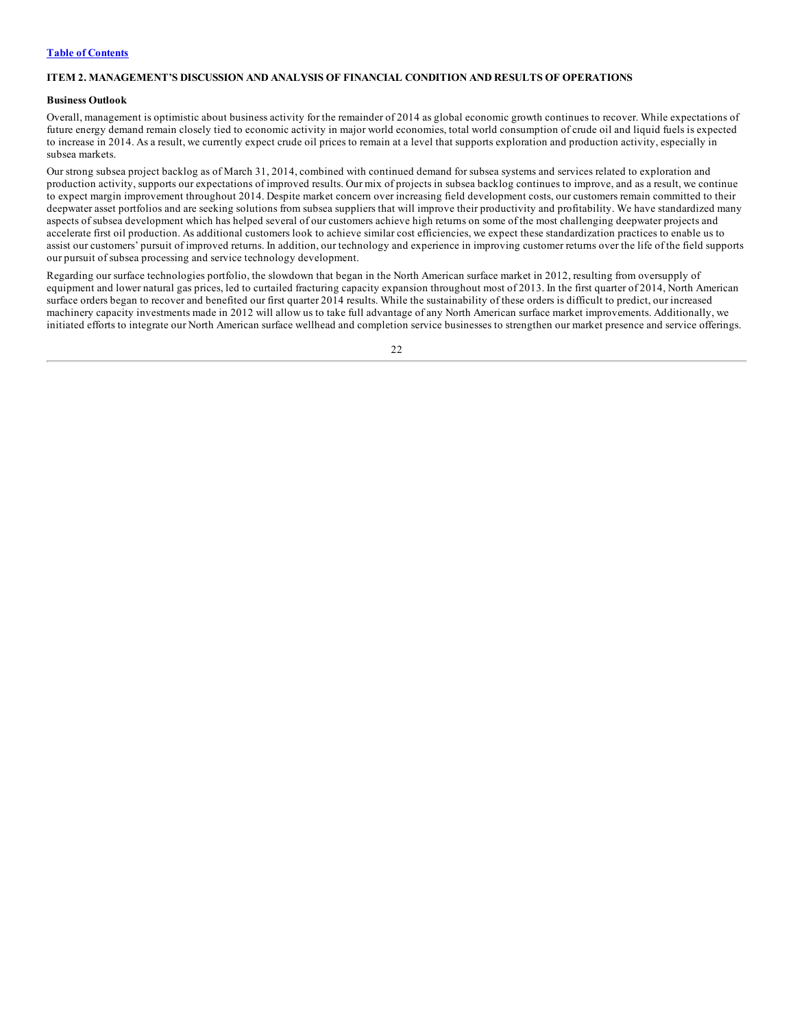[Table of Contents]

## ITEM 2. MANAGEMENT'S DISCUSSION AND ANALYSIS OF FINANCIAL CONDITION AND RESULTS OF OPERATIONS

### Business Outlook

Overall, management is optimistic about business activity for the remainder of 2014 as global economic growth continues to recover. While expectations of future energy demand remain closely tied to economic activity in major world economies, total world consumption of crude oil and liquid fuels is expected to increase in 2014. As a result, we currently expect crude oil prices to remain at a level that supports exploration and production activity, especially in subsea markets.

Our strong subsea project backlog as of March 31, 2014, combined with continued demand for subsea systems and services related to exploration and production activity, supports our expectations of improved results. Our mix of projects in subsea backlog continues to improve, and as a result, we continue to expect margin improvement throughout 2014. Despite market concern over increasing field development costs, our customers remain committed to their deepwater asset portfolios and are seeking solutions from subsea suppliers that will improve their productivity and profitability. We have standardized many aspects of subsea development which has helped several of our customers achieve high returns on some of the most challenging deepwater projects and accelerate first oil production. As additional customers look to achieve similar cost efficiencies, we expect these standardization practices to enable us to assist our customers' pursuit of improved returns. In addition, our technology and experience in improving customer returns over the life of the field supports our pursuit of subsea processing and service technology development.

Regarding our surface technologies portfolio, the slowdown that began in the North American surface market in 2012, resulting from oversupply of equipment and lower natural gas prices, led to curtailed fracturing capacity expansion throughout most of 2013. In the first quarter of 2014, North American surface orders began to recover and benefited our first quarter 2014 results. While the sustainability of these orders is difficult to predict, our increased machinery capacity investments made in 2012 will allow us to take full advantage of any North American surface market improvements. Additionally, we initiated efforts to integrate our North American surface wellhead and completion service businesses to strengthen our market presence and service offerings.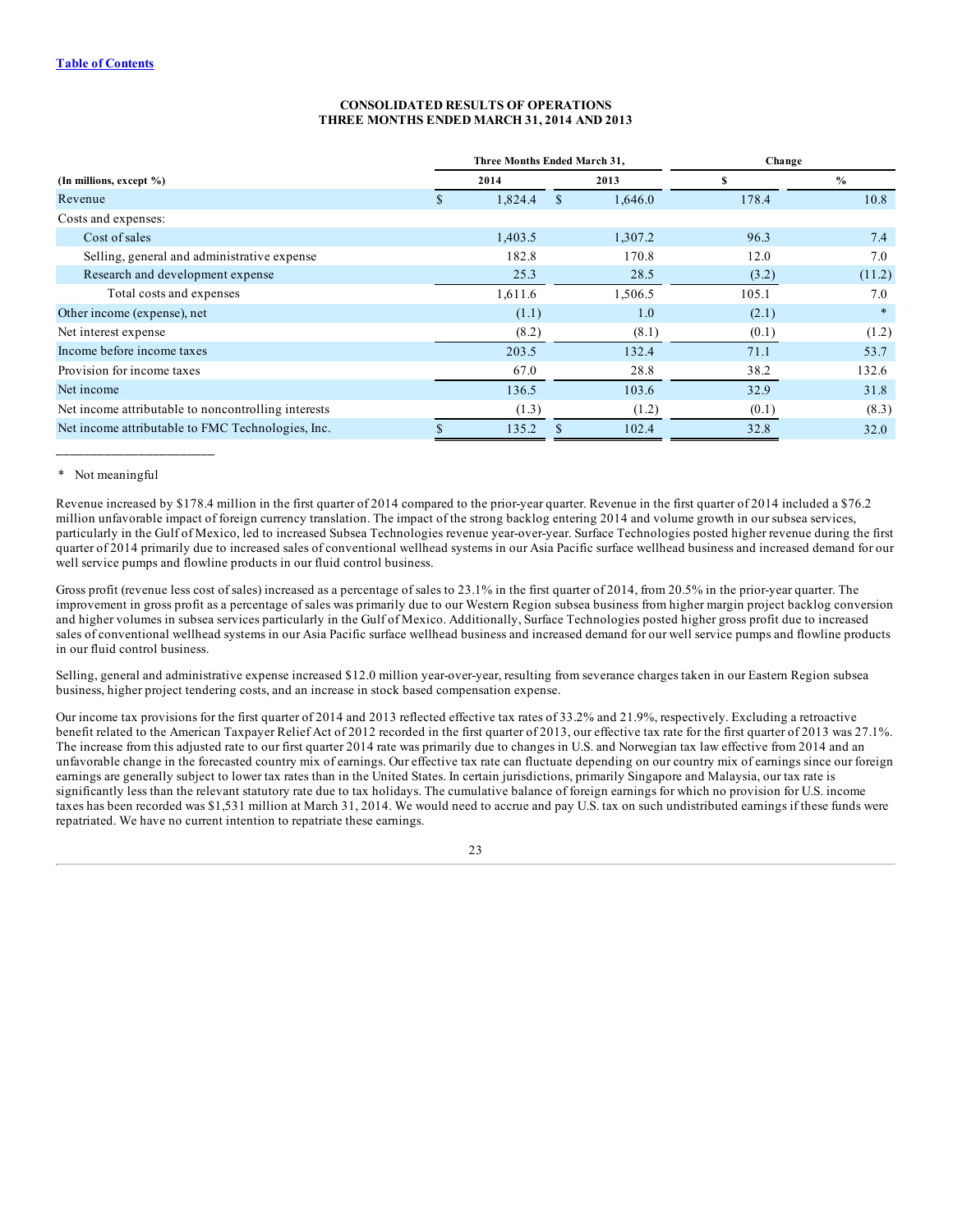[Table of Contents](#)

**CONSOLIDATED RESULTS OF OPERATIONS**
**THREE MONTHS ENDED MARCH 31, 2014 AND 2013**

| | Three Months Ended March 31, | | Change | |
|---|---|---|---|---|
| **(In millions, except %)** | **2014** | **2013** | **$** | **%** |
| Revenue | $ 1,824.4 | $ 1,646.0 | 178.4 | 10.8 |
| Costs and expenses: | | | | |
| Cost of sales | 1,403.5 | 1,307.2 | 96.3 | 7.4 |
| Selling, general and administrative expense | 182.8 | 170.8 | 12.0 | 7.0 |
| Research and development expense | 25.3 | 28.5 | (3.2) | (11.2) |
| Total costs and expenses | 1,611.6 | 1,506.5 | 105.1 | 7.0 |
| Other income (expense), net | (1.1) | 1.0 | (2.1) | * |
| Net interest expense | (8.2) | (8.1) | (0.1) | (1.2) |
| Income before income taxes | 203.5 | 132.4 | 71.1 | 53.7 |
| Provision for income taxes | 67.0 | 28.8 | 38.2 | 132.6 |
| Net income | 136.5 | 103.6 | 32.9 | 31.8 |
| Net income attributable to noncontrolling interests | (1.3) | (1.2) | (0.1) | (8.3) |
| Net income attributable to FMC Technologies, Inc. | $ 135.2 | $ 102.4 | 32.8 | 32.0 |

_______________________

\* Not meaningful

Revenue increased by $178.4 million in the first quarter of 2014 compared to the prior-year quarter. Revenue in the first quarter of 2014 included a $76.2 million unfavorable impact of foreign currency translation. The impact of the strong backlog entering 2014 and volume growth in our subsea services, particularly in the Gulf of Mexico, led to increased Subsea Technologies revenue year-over-year. Surface Technologies posted higher revenue during the first quarter of 2014 primarily due to increased sales of conventional wellhead systems in our Asia Pacific surface wellhead business and increased demand for our well service pumps and flowline products in our fluid control business.

Gross profit (revenue less cost of sales) increased as a percentage of sales to 23.1% in the first quarter of 2014, from 20.5% in the prior-year quarter. The improvement in gross profit as a percentage of sales was primarily due to our Western Region subsea business from higher margin project backlog conversion and higher volumes in subsea services particularly in the Gulf of Mexico. Additionally, Surface Technologies posted higher gross profit due to increased sales of conventional wellhead systems in our Asia Pacific surface wellhead business and increased demand for our well service pumps and flowline products in our fluid control business.

Selling, general and administrative expense increased $12.0 million year-over-year, resulting from severance charges taken in our Eastern Region subsea business, higher project tendering costs, and an increase in stock based compensation expense.

Our income tax provisions for the first quarter of 2014 and 2013 reflected effective tax rates of 33.2% and 21.9%, respectively. Excluding a retroactive benefit related to the American Taxpayer Relief Act of 2012 recorded in the first quarter of 2013, our effective tax rate for the first quarter of 2013 was 27.1%. The increase from this adjusted rate to our first quarter 2014 rate was primarily due to changes in U.S. and Norwegian tax law effective from 2014 and an unfavorable change in the forecasted country mix of earnings. Our effective tax rate can fluctuate depending on our country mix of earnings since our foreign earnings are generally subject to lower tax rates than in the United States. In certain jurisdictions, primarily Singapore and Malaysia, our tax rate is significantly less than the relevant statutory rate due to tax holidays. The cumulative balance of foreign earnings for which no provision for U.S. income taxes has been recorded was $1,531 million at March 31, 2014. We would need to accrue and pay U.S. tax on such undistributed earnings if these funds were repatriated. We have no current intention to repatriate these earnings.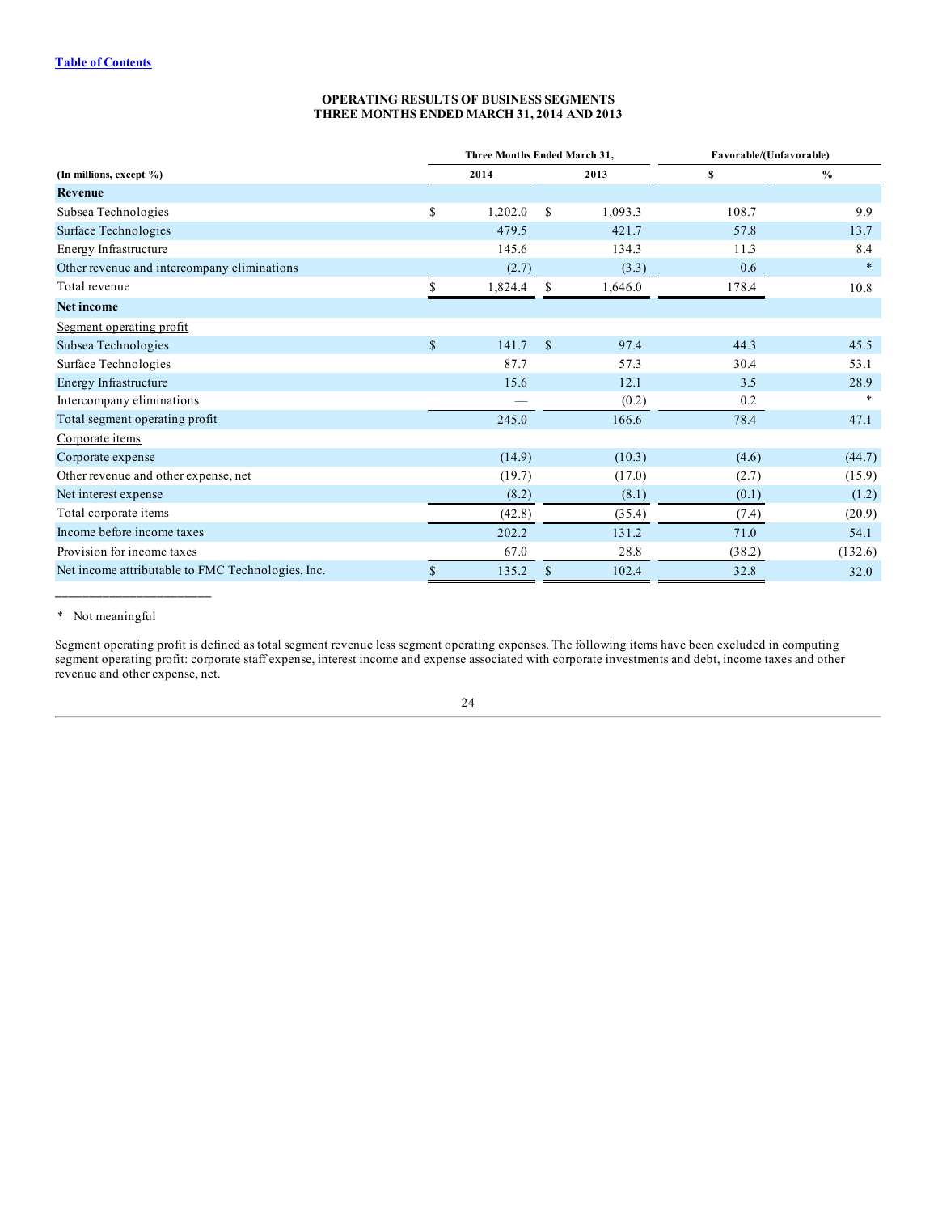[Table of Contents](#)

**OPERATING RESULTS OF BUSINESS SEGMENTS**
**THREE MONTHS ENDED MARCH 31, 2014 AND 2013**

| (In millions, except %) | Three Months Ended March 31, | | Favorable/(Unfavorable) | |
|---|---|---|---|---|
| | 2014 | 2013 | $ | % |
| **Revenue** | | | | |
| Subsea Technologies | $ 1,202.0 | $ 1,093.3 | 108.7 | 9.9 |
| Surface Technologies | 479.5 | 421.7 | 57.8 | 13.7 |
| Energy Infrastructure | 145.6 | 134.3 | 11.3 | 8.4 |
| Other revenue and intercompany eliminations | (2.7) | (3.3) | 0.6 | * |
| Total revenue | $ 1,824.4 | $ 1,646.0 | 178.4 | 10.8 |
| **Net income** | | | | |
| Segment operating profit | | | | |
| Subsea Technologies | $ 141.7 | $ 97.4 | 44.3 | 45.5 |
| Surface Technologies | 87.7 | 57.3 | 30.4 | 53.1 |
| Energy Infrastructure | 15.6 | 12.1 | 3.5 | 28.9 |
| Intercompany eliminations | — | (0.2) | 0.2 | * |
| Total segment operating profit | 245.0 | 166.6 | 78.4 | 47.1 |
| Corporate items | | | | |
| Corporate expense | (14.9) | (10.3) | (4.6) | (44.7) |
| Other revenue and other expense, net | (19.7) | (17.0) | (2.7) | (15.9) |
| Net interest expense | (8.2) | (8.1) | (0.1) | (1.2) |
| Total corporate items | (42.8) | (35.4) | (7.4) | (20.9) |
| Income before income taxes | 202.2 | 131.2 | 71.0 | 54.1 |
| Provision for income taxes | 67.0 | 28.8 | (38.2) | (132.6) |
| Net income attributable to FMC Technologies, Inc. | $ 135.2 | $ 102.4 | 32.8 | 32.0 |

_______________________

\* Not meaningful

Segment operating profit is defined as total segment revenue less segment operating expenses. The following items have been excluded in computing segment operating profit: corporate staff expense, interest income and expense associated with corporate investments and debt, income taxes and other revenue and other expense, net.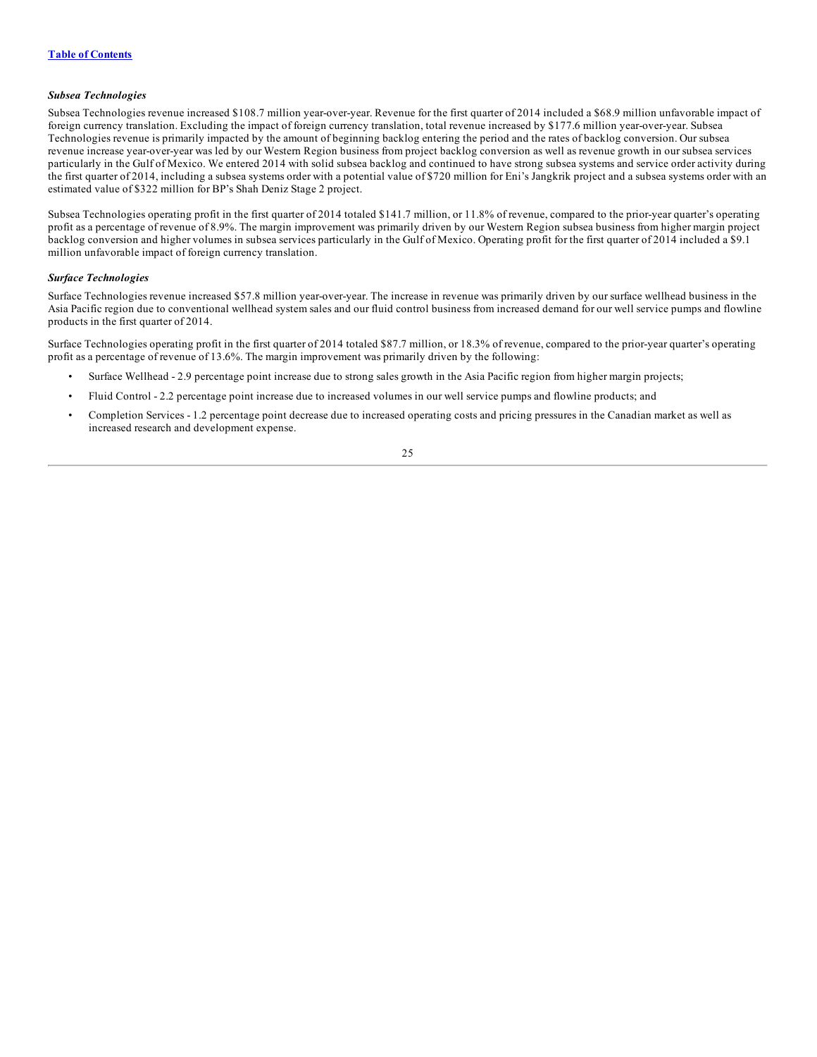### *Subsea Technologies*

Subsea Technologies revenue increased $108.7 million year-over-year. Revenue for the first quarter of 2014 included a $68.9 million unfavorable impact of foreign currency translation. Excluding the impact of foreign currency translation, total revenue increased by $177.6 million year-over-year. Subsea Technologies revenue is primarily impacted by the amount of beginning backlog entering the period and the rates of backlog conversion. Our subsea revenue increase year-over-year was led by our Western Region business from project backlog conversion as well as revenue growth in our subsea services particularly in the Gulf of Mexico. We entered 2014 with solid subsea backlog and continued to have strong subsea systems and service order activity during the first quarter of 2014, including a subsea systems order with a potential value of $720 million for Eni's Jangkrik project and a subsea systems order with an estimated value of $322 million for BP's Shah Deniz Stage 2 project.

Subsea Technologies operating profit in the first quarter of 2014 totaled $141.7 million, or 11.8% of revenue, compared to the prior-year quarter's operating profit as a percentage of revenue of 8.9%. The margin improvement was primarily driven by our Western Region subsea business from higher margin project backlog conversion and higher volumes in subsea services particularly in the Gulf of Mexico. Operating profit for the first quarter of 2014 included a $9.1 million unfavorable impact of foreign currency translation.

### *Surface Technologies*

Surface Technologies revenue increased $57.8 million year-over-year. The increase in revenue was primarily driven by our surface wellhead business in the Asia Pacific region due to conventional wellhead system sales and our fluid control business from increased demand for our well service pumps and flowline products in the first quarter of 2014.

Surface Technologies operating profit in the first quarter of 2014 totaled $87.7 million, or 18.3% of revenue, compared to the prior-year quarter's operating profit as a percentage of revenue of 13.6%. The margin improvement was primarily driven by the following:

- Surface Wellhead - 2.9 percentage point increase due to strong sales growth in the Asia Pacific region from higher margin projects;
- Fluid Control - 2.2 percentage point increase due to increased volumes in our well service pumps and flowline products; and
- Completion Services - 1.2 percentage point decrease due to increased operating costs and pricing pressures in the Canadian market as well as increased research and development expense.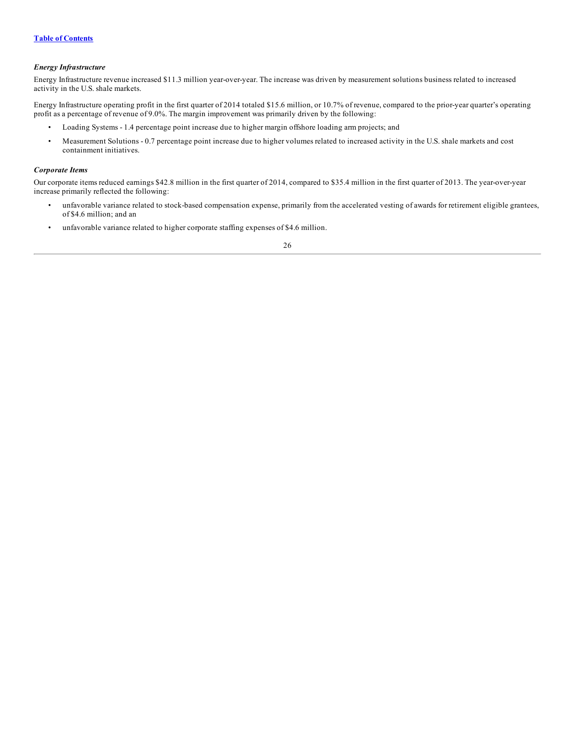### *Energy Infrastructure*

Energy Infrastructure revenue increased $11.3 million year-over-year. The increase was driven by measurement solutions business related to increased activity in the U.S. shale markets.

Energy Infrastructure operating profit in the first quarter of 2014 totaled $15.6 million, or 10.7% of revenue, compared to the prior-year quarter's operating profit as a percentage of revenue of 9.0%. The margin improvement was primarily driven by the following:

- Loading Systems - 1.4 percentage point increase due to higher margin offshore loading arm projects; and
- Measurement Solutions - 0.7 percentage point increase due to higher volumes related to increased activity in the U.S. shale markets and cost containment initiatives.

### *Corporate Items*

Our corporate items reduced earnings $42.8 million in the first quarter of 2014, compared to $35.4 million in the first quarter of 2013. The year-over-year increase primarily reflected the following:

- unfavorable variance related to stock-based compensation expense, primarily from the accelerated vesting of awards for retirement eligible grantees, of $4.6 million; and an
- unfavorable variance related to higher corporate staffing expenses of $4.6 million.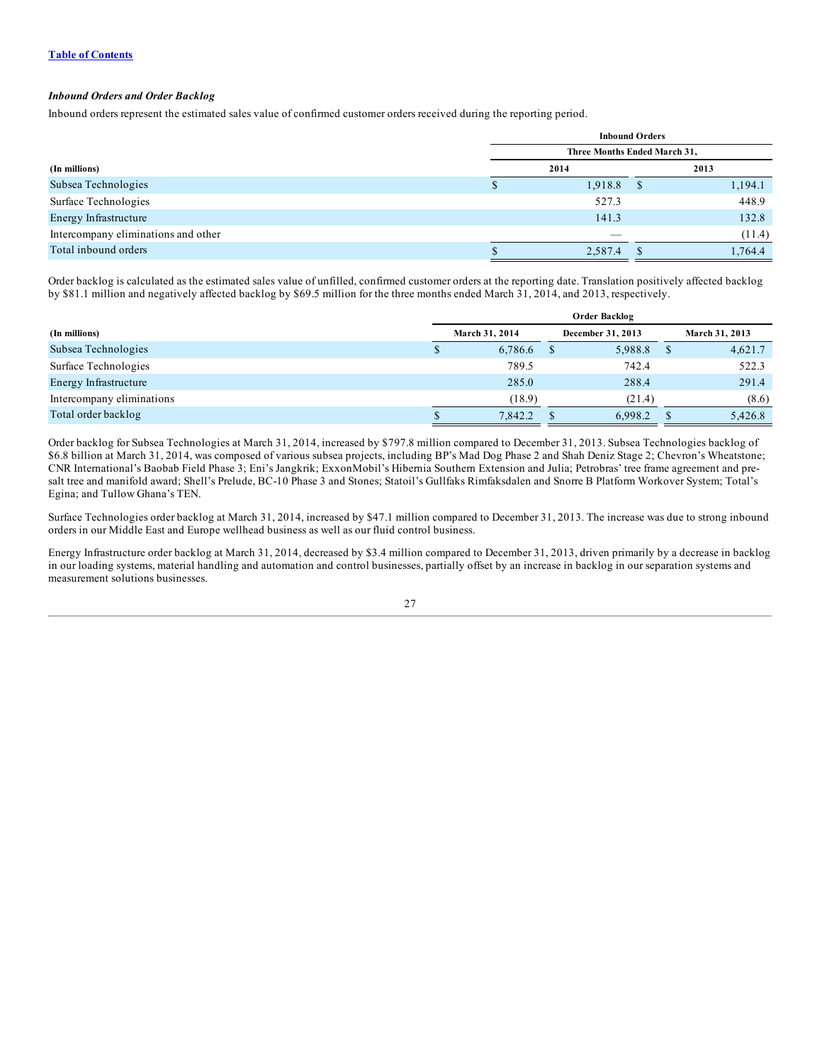### *Inbound Orders and Order Backlog*

Inbound orders represent the estimated sales value of confirmed customer orders received during the reporting period.

| | Inbound Orders | |
|---|---|---|
| | Three Months Ended March 31, | |
| **(In millions)** | **2014** | **2013** |
| Subsea Technologies | $ 1,918.8 | $ 1,194.1 |
| Surface Technologies | 527.3 | 448.9 |
| Energy Infrastructure | 141.3 | 132.8 |
| Intercompany eliminations and other | — | (11.4) |
| Total inbound orders | $ 2,587.4 | $ 1,764.4 |

Order backlog is calculated as the estimated sales value of unfilled, confirmed customer orders at the reporting date. Translation positively affected backlog by $81.1 million and negatively affected backlog by $69.5 million for the three months ended March 31, 2014, and 2013, respectively.

| | Order Backlog | | |
|---|---|---|---|
| **(In millions)** | **March 31, 2014** | **December 31, 2013** | **March 31, 2013** |
| Subsea Technologies | $ 6,786.6 | $ 5,988.8 | $ 4,621.7 |
| Surface Technologies | 789.5 | 742.4 | 522.3 |
| Energy Infrastructure | 285.0 | 288.4 | 291.4 |
| Intercompany eliminations | (18.9) | (21.4) | (8.6) |
| Total order backlog | $ 7,842.2 | $ 6,998.2 | $ 5,426.8 |

Order backlog for Subsea Technologies at March 31, 2014, increased by $797.8 million compared to December 31, 2013. Subsea Technologies backlog of $6.8 billion at March 31, 2014, was composed of various subsea projects, including BP's Mad Dog Phase 2 and Shah Deniz Stage 2; Chevron's Wheatstone; CNR International's Baobab Field Phase 3; Eni's Jangkrik; ExxonMobil's Hibernia Southern Extension and Julia; Petrobras' tree frame agreement and pre-salt tree and manifold award; Shell's Prelude, BC-10 Phase 3 and Stones; Statoil's Gullfaks Rimfaksdalen and Snorre B Platform Workover System; Total's Egina; and Tullow Ghana's TEN.

Surface Technologies order backlog at March 31, 2014, increased by $47.1 million compared to December 31, 2013. The increase was due to strong inbound orders in our Middle East and Europe wellhead business as well as our fluid control business.

Energy Infrastructure order backlog at March 31, 2014, decreased by $3.4 million compared to December 31, 2013, driven primarily by a decrease in backlog in our loading systems, material handling and automation and control businesses, partially offset by an increase in backlog in our separation systems and measurement solutions businesses.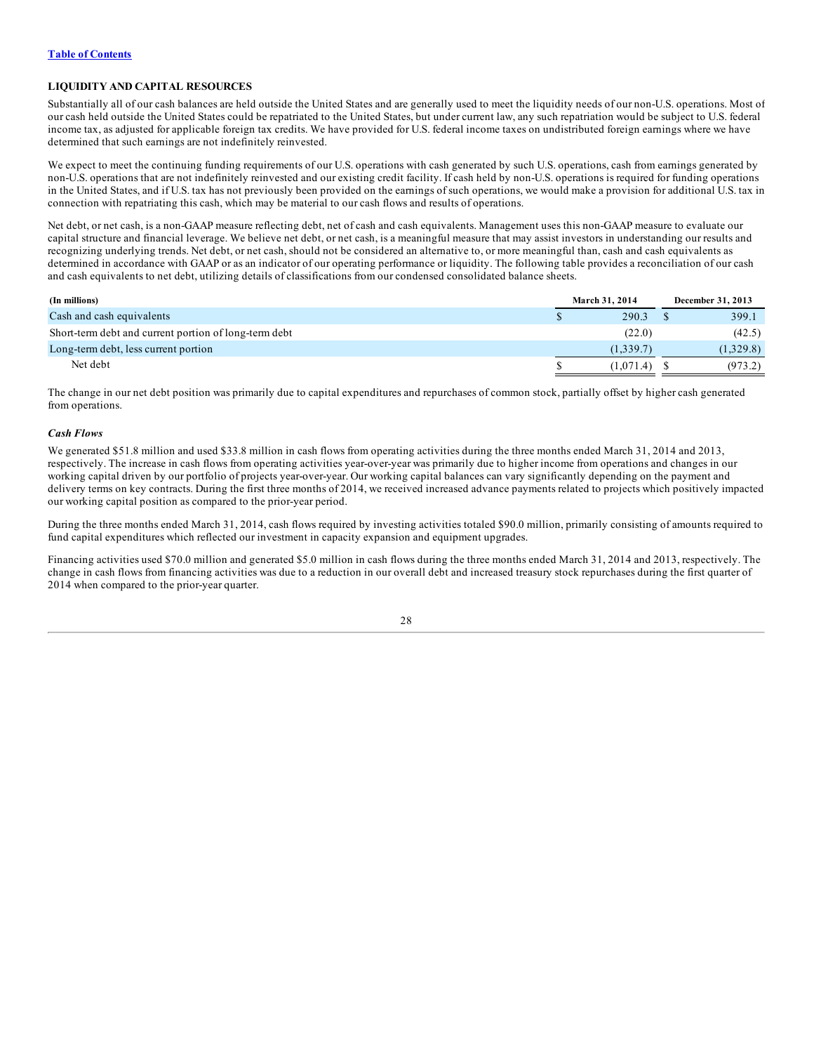[Table of Contents](#)

## LIQUIDITY AND CAPITAL RESOURCES

Substantially all of our cash balances are held outside the United States and are generally used to meet the liquidity needs of our non-U.S. operations. Most of our cash held outside the United States could be repatriated to the United States, but under current law, any such repatriation would be subject to U.S. federal income tax, as adjusted for applicable foreign tax credits. We have provided for U.S. federal income taxes on undistributed foreign earnings where we have determined that such earnings are not indefinitely reinvested.

We expect to meet the continuing funding requirements of our U.S. operations with cash generated by such U.S. operations, cash from earnings generated by non-U.S. operations that are not indefinitely reinvested and our existing credit facility. If cash held by non-U.S. operations is required for funding operations in the United States, and if U.S. tax has not previously been provided on the earnings of such operations, we would make a provision for additional U.S. tax in connection with repatriating this cash, which may be material to our cash flows and results of operations.

Net debt, or net cash, is a non-GAAP measure reflecting debt, net of cash and cash equivalents. Management uses this non-GAAP measure to evaluate our capital structure and financial leverage. We believe net debt, or net cash, is a meaningful measure that may assist investors in understanding our results and recognizing underlying trends. Net debt, or net cash, should not be considered an alternative to, or more meaningful than, cash and cash equivalents as determined in accordance with GAAP or as an indicator of our operating performance or liquidity. The following table provides a reconciliation of our cash and cash equivalents to net debt, utilizing details of classifications from our condensed consolidated balance sheets.

| (In millions) | March 31, 2014 | December 31, 2013 |
|---|---|---|
| Cash and cash equivalents | $ 290.3 | $ 399.1 |
| Short-term debt and current portion of long-term debt | (22.0) | (42.5) |
| Long-term debt, less current portion | (1,339.7) | (1,329.8) |
| Net debt | $ (1,071.4) | $ (973.2) |

The change in our net debt position was primarily due to capital expenditures and repurchases of common stock, partially offset by higher cash generated from operations.

### *Cash Flows*

We generated $51.8 million and used $33.8 million in cash flows from operating activities during the three months ended March 31, 2014 and 2013, respectively. The increase in cash flows from operating activities year-over-year was primarily due to higher income from operations and changes in our working capital driven by our portfolio of projects year-over-year. Our working capital balances can vary significantly depending on the payment and delivery terms on key contracts. During the first three months of 2014, we received increased advance payments related to projects which positively impacted our working capital position as compared to the prior-year period.

During the three months ended March 31, 2014, cash flows required by investing activities totaled $90.0 million, primarily consisting of amounts required to fund capital expenditures which reflected our investment in capacity expansion and equipment upgrades.

Financing activities used $70.0 million and generated $5.0 million in cash flows during the three months ended March 31, 2014 and 2013, respectively. The change in cash flows from financing activities was due to a reduction in our overall debt and increased treasury stock repurchases during the first quarter of 2014 when compared to the prior-year quarter.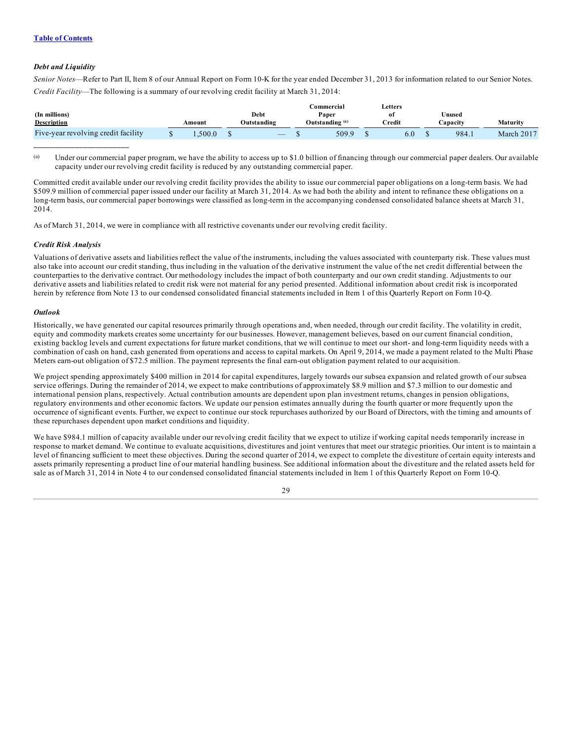[Table of Contents](#)

### *Debt and Liquidity*

*Senior Notes*—Refer to Part II, Item 8 of our Annual Report on Form 10-K for the year ended December 31, 2013 for information related to our Senior Notes.

*Credit Facility*—The following is a summary of our revolving credit facility at March 31, 2014:

| (In millions) Description | Amount | Debt Outstanding | Commercial Paper Outstanding [(a)] | Letters of Credit | Unused Capacity | Maturity |
|---|---|---|---|---|---|---|
| Five-year revolving credit facility | $ 1,500.0 | $ — | $ 509.9 | $ 6.0 | $ 984.1 | March 2017 |

(a) Under our commercial paper program, we have the ability to access up to $1.0 billion of financing through our commercial paper dealers. Our available capacity under our revolving credit facility is reduced by any outstanding commercial paper.

Committed credit available under our revolving credit facility provides the ability to issue our commercial paper obligations on a long-term basis. We had $509.9 million of commercial paper issued under our facility at March 31, 2014. As we had both the ability and intent to refinance these obligations on a long-term basis, our commercial paper borrowings were classified as long-term in the accompanying condensed consolidated balance sheets at March 31, 2014.

As of March 31, 2014, we were in compliance with all restrictive covenants under our revolving credit facility.

### *Credit Risk Analysis*

Valuations of derivative assets and liabilities reflect the value of the instruments, including the values associated with counterparty risk. These values must also take into account our credit standing, thus including in the valuation of the derivative instrument the value of the net credit differential between the counterparties to the derivative contract. Our methodology includes the impact of both counterparty and our own credit standing. Adjustments to our derivative assets and liabilities related to credit risk were not material for any period presented. Additional information about credit risk is incorporated herein by reference from Note 13 to our condensed consolidated financial statements included in Item 1 of this Quarterly Report on Form 10-Q.

### *Outlook*

Historically, we have generated our capital resources primarily through operations and, when needed, through our credit facility. The volatility in credit, equity and commodity markets creates some uncertainty for our businesses. However, management believes, based on our current financial condition, existing backlog levels and current expectations for future market conditions, that we will continue to meet our short- and long-term liquidity needs with a combination of cash on hand, cash generated from operations and access to capital markets. On April 9, 2014, we made a payment related to the Multi Phase Meters earn-out obligation of $72.5 million. The payment represents the final earn-out obligation payment related to our acquisition.

We project spending approximately $400 million in 2014 for capital expenditures, largely towards our subsea expansion and related growth of our subsea service offerings. During the remainder of 2014, we expect to make contributions of approximately $8.9 million and $7.3 million to our domestic and international pension plans, respectively. Actual contribution amounts are dependent upon plan investment returns, changes in pension obligations, regulatory environments and other economic factors. We update our pension estimates annually during the fourth quarter or more frequently upon the occurrence of significant events. Further, we expect to continue our stock repurchases authorized by our Board of Directors, with the timing and amounts of these repurchases dependent upon market conditions and liquidity.

We have $984.1 million of capacity available under our revolving credit facility that we expect to utilize if working capital needs temporarily increase in response to market demand. We continue to evaluate acquisitions, divestitures and joint ventures that meet our strategic priorities. Our intent is to maintain a level of financing sufficient to meet these objectives. During the second quarter of 2014, we expect to complete the divestiture of certain equity interests and assets primarily representing a product line of our material handling business. See additional information about the divestiture and the related assets held for sale as of March 31, 2014 in Note 4 to our condensed consolidated financial statements included in Item 1 of this Quarterly Report on Form 10-Q.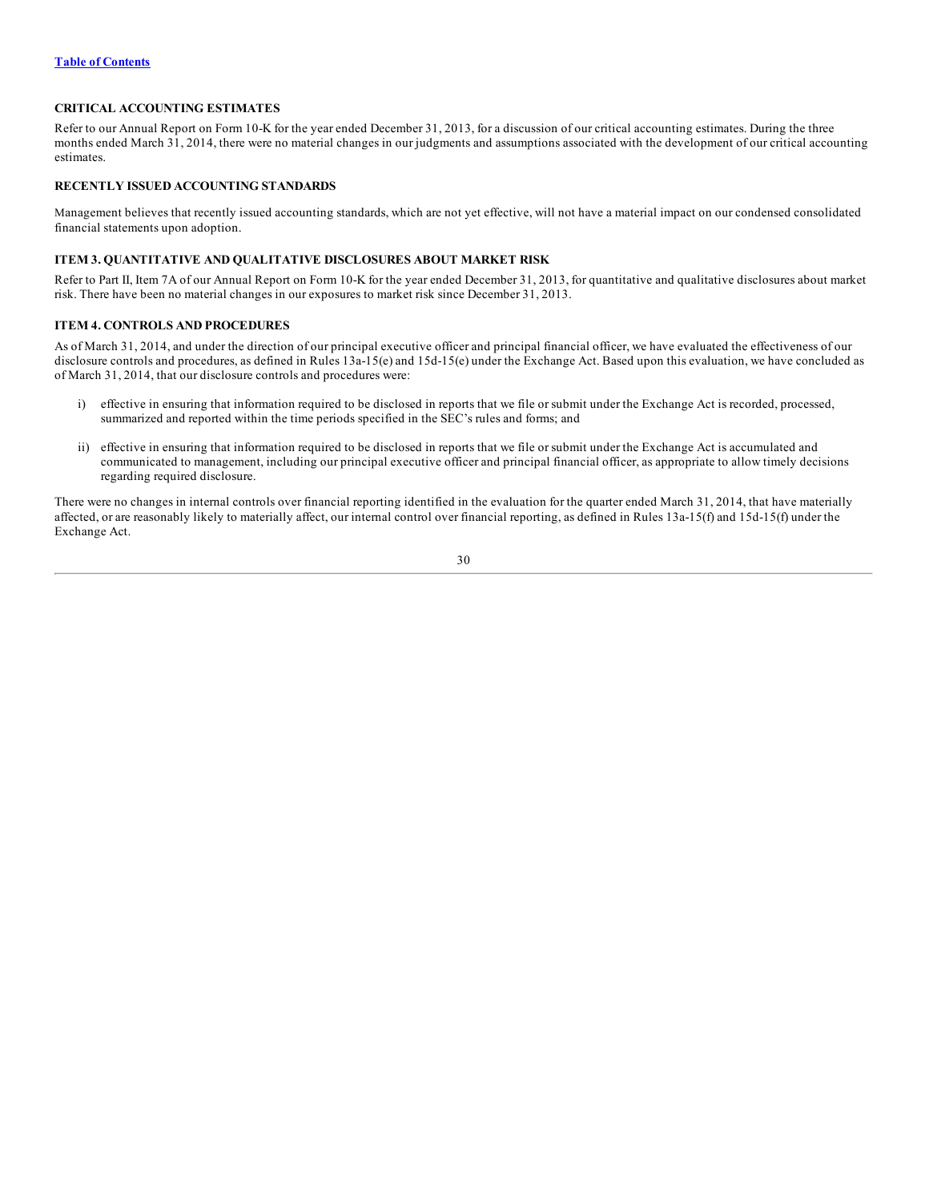### CRITICAL ACCOUNTING ESTIMATES

Refer to our Annual Report on Form 10-K for the year ended December 31, 2013, for a discussion of our critical accounting estimates. During the three months ended March 31, 2014, there were no material changes in our judgments and assumptions associated with the development of our critical accounting estimates.

### RECENTLY ISSUED ACCOUNTING STANDARDS

Management believes that recently issued accounting standards, which are not yet effective, will not have a material impact on our condensed consolidated financial statements upon adoption.

### ITEM 3. QUANTITATIVE AND QUALITATIVE DISCLOSURES ABOUT MARKET RISK

Refer to Part II, Item 7A of our Annual Report on Form 10-K for the year ended December 31, 2013, for quantitative and qualitative disclosures about market risk. There have been no material changes in our exposures to market risk since December 31, 2013.

### ITEM 4. CONTROLS AND PROCEDURES

As of March 31, 2014, and under the direction of our principal executive officer and principal financial officer, we have evaluated the effectiveness of our disclosure controls and procedures, as defined in Rules 13a-15(e) and 15d-15(e) under the Exchange Act. Based upon this evaluation, we have concluded as of March 31, 2014, that our disclosure controls and procedures were:

i) effective in ensuring that information required to be disclosed in reports that we file or submit under the Exchange Act is recorded, processed, summarized and reported within the time periods specified in the SEC's rules and forms; and

ii) effective in ensuring that information required to be disclosed in reports that we file or submit under the Exchange Act is accumulated and communicated to management, including our principal executive officer and principal financial officer, as appropriate to allow timely decisions regarding required disclosure.

There were no changes in internal controls over financial reporting identified in the evaluation for the quarter ended March 31, 2014, that have materially affected, or are reasonably likely to materially affect, our internal control over financial reporting, as defined in Rules 13a-15(f) and 15d-15(f) under the Exchange Act.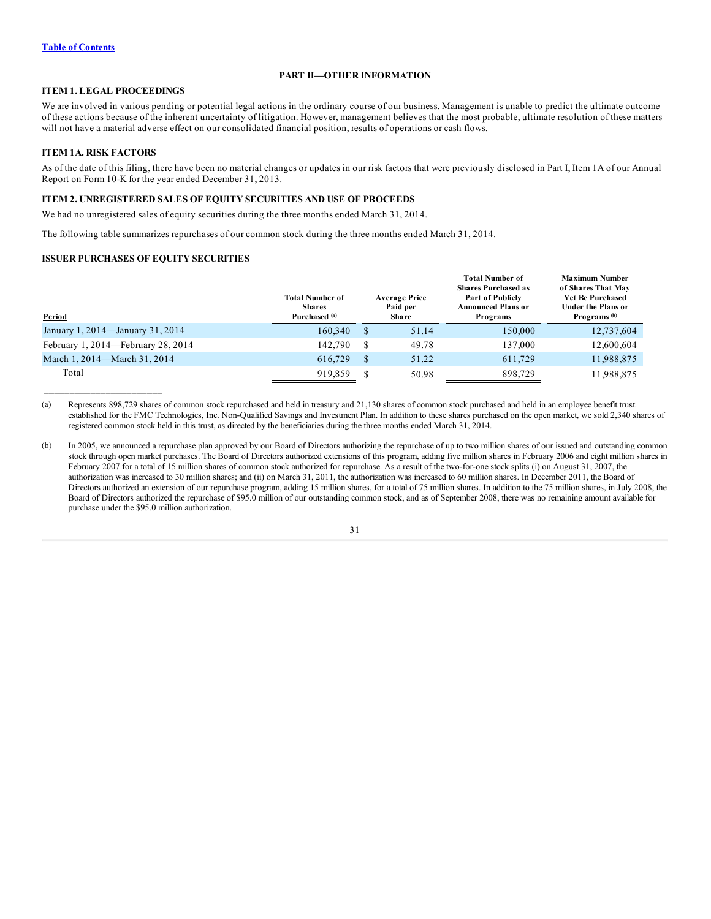[Table of Contents](#)

## PART II—OTHER INFORMATION

### ITEM 1. LEGAL PROCEEDINGS

We are involved in various pending or potential legal actions in the ordinary course of our business. Management is unable to predict the ultimate outcome of these actions because of the inherent uncertainty of litigation. However, management believes that the most probable, ultimate resolution of these matters will not have a material adverse effect on our consolidated financial position, results of operations or cash flows.

### ITEM 1A. RISK FACTORS

As of the date of this filing, there have been no material changes or updates in our risk factors that were previously disclosed in Part I, Item 1A of our Annual Report on Form 10-K for the year ended December 31, 2013.

### ITEM 2. UNREGISTERED SALES OF EQUITY SECURITIES AND USE OF PROCEEDS

We had no unregistered sales of equity securities during the three months ended March 31, 2014.

The following table summarizes repurchases of our common stock during the three months ended March 31, 2014.

**ISSUER PURCHASES OF EQUITY SECURITIES**

| Period | Total Number of Shares Purchased [(a)] | Average Price Paid per Share | Total Number of Shares Purchased as Part of Publicly Announced Plans or Programs | Maximum Number of Shares That May Yet Be Purchased Under the Plans or Programs [(b)] |
|---|---|---|---|---|
| January 1, 2014—January 31, 2014 | 160,340 | $ 51.14 | 150,000 | 12,737,604 |
| February 1, 2014—February 28, 2014 | 142,790 | $ 49.78 | 137,000 | 12,600,604 |
| March 1, 2014—March 31, 2014 | 616,729 | $ 51.22 | 611,729 | 11,988,875 |
| Total | 919,859 | $ 50.98 | 898,729 | 11,988,875 |

(a) Represents 898,729 shares of common stock repurchased and held in treasury and 21,130 shares of common stock purchased and held in an employee benefit trust established for the FMC Technologies, Inc. Non-Qualified Savings and Investment Plan. In addition to these shares purchased on the open market, we sold 2,340 shares of registered common stock held in this trust, as directed by the beneficiaries during the three months ended March 31, 2014.

(b) In 2005, we announced a repurchase plan approved by our Board of Directors authorizing the repurchase of up to two million shares of our issued and outstanding common stock through open market purchases. The Board of Directors authorized extensions of this program, adding five million shares in February 2006 and eight million shares in February 2007 for a total of 15 million shares of common stock authorized for repurchase. As a result of the two-for-one stock splits (i) on August 31, 2007, the authorization was increased to 30 million shares; and (ii) on March 31, 2011, the authorization was increased to 60 million shares. In December 2011, the Board of Directors authorized an extension of our repurchase program, adding 15 million shares, for a total of 75 million shares. In addition to the 75 million shares, in July 2008, the Board of Directors authorized the repurchase of $95.0 million of our outstanding common stock, and as of September 2008, there was no remaining amount available for purchase under the $95.0 million authorization.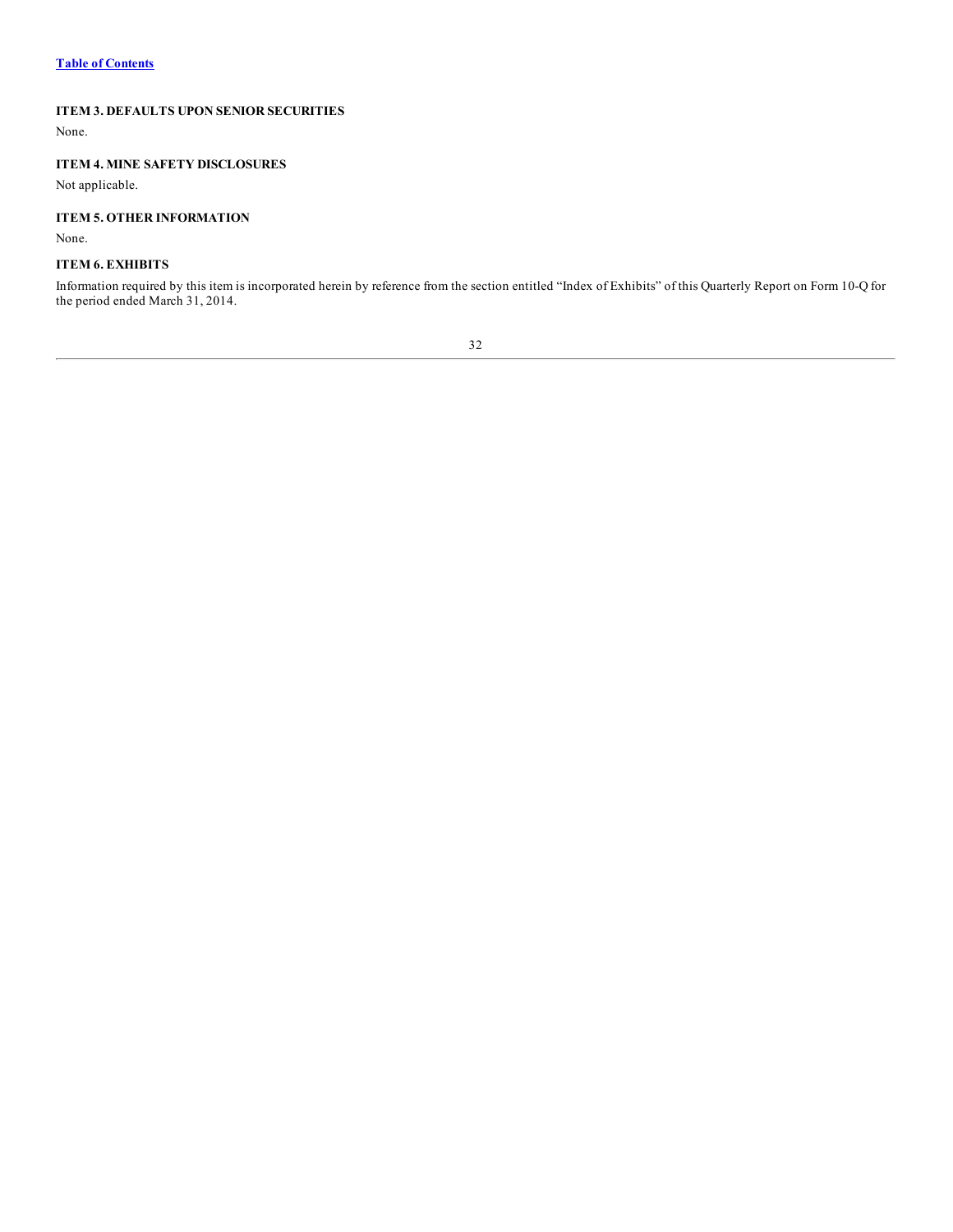### ITEM 3. DEFAULTS UPON SENIOR SECURITIES

None.

### ITEM 4. MINE SAFETY DISCLOSURES

Not applicable.

### ITEM 5. OTHER INFORMATION

None.

### ITEM 6. EXHIBITS

Information required by this item is incorporated herein by reference from the section entitled "Index of Exhibits" of this Quarterly Report on Form 10-Q for the period ended March 31, 2014.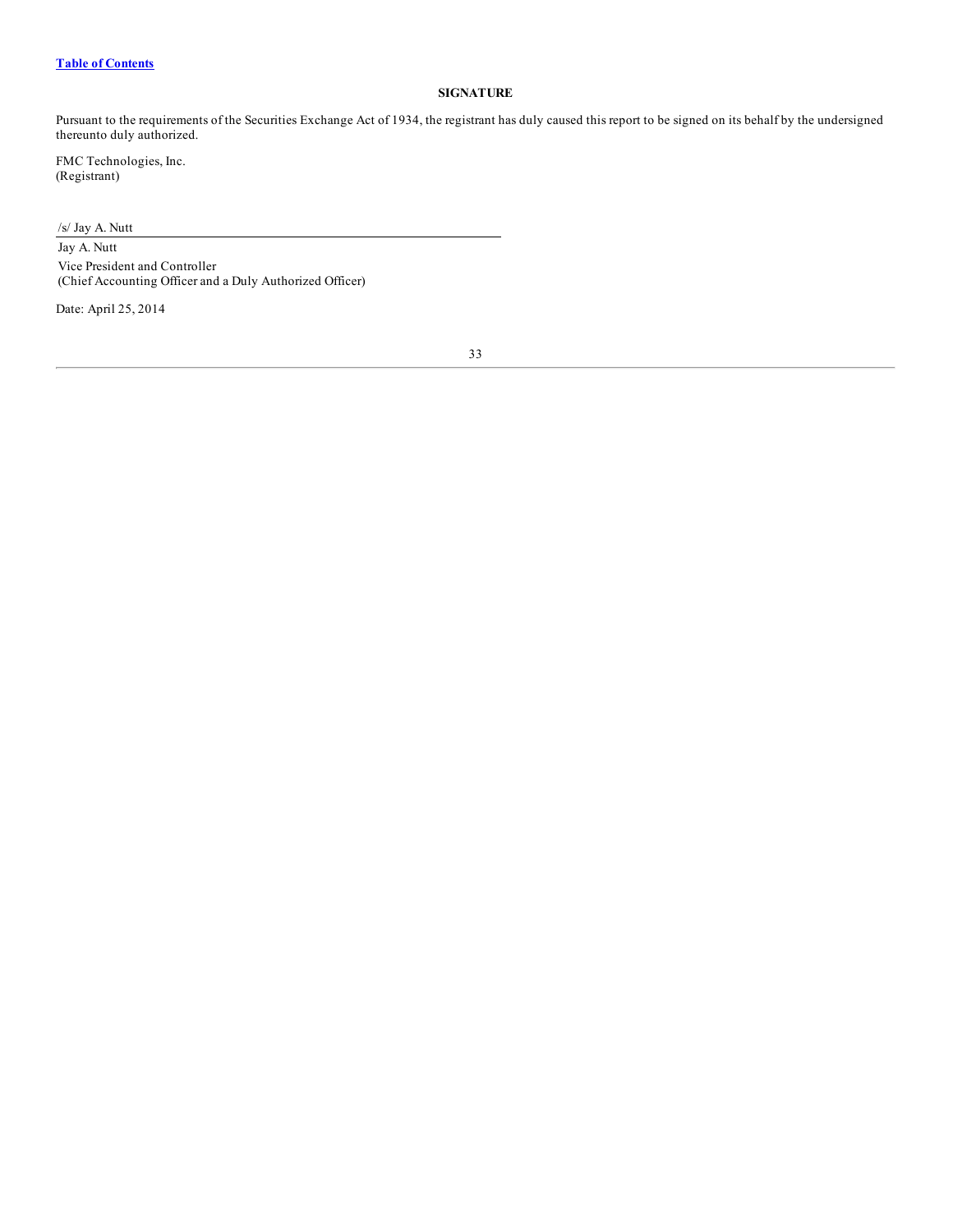[Table of Contents](#)

## SIGNATURE

Pursuant to the requirements of the Securities Exchange Act of 1934, the registrant has duly caused this report to be signed on its behalf by the undersigned thereunto duly authorized.

FMC Technologies, Inc.
(Registrant)

/s/ Jay A. Nutt

Jay A. Nutt
Vice President and Controller
(Chief Accounting Officer and a Duly Authorized Officer)

Date: April 25, 2014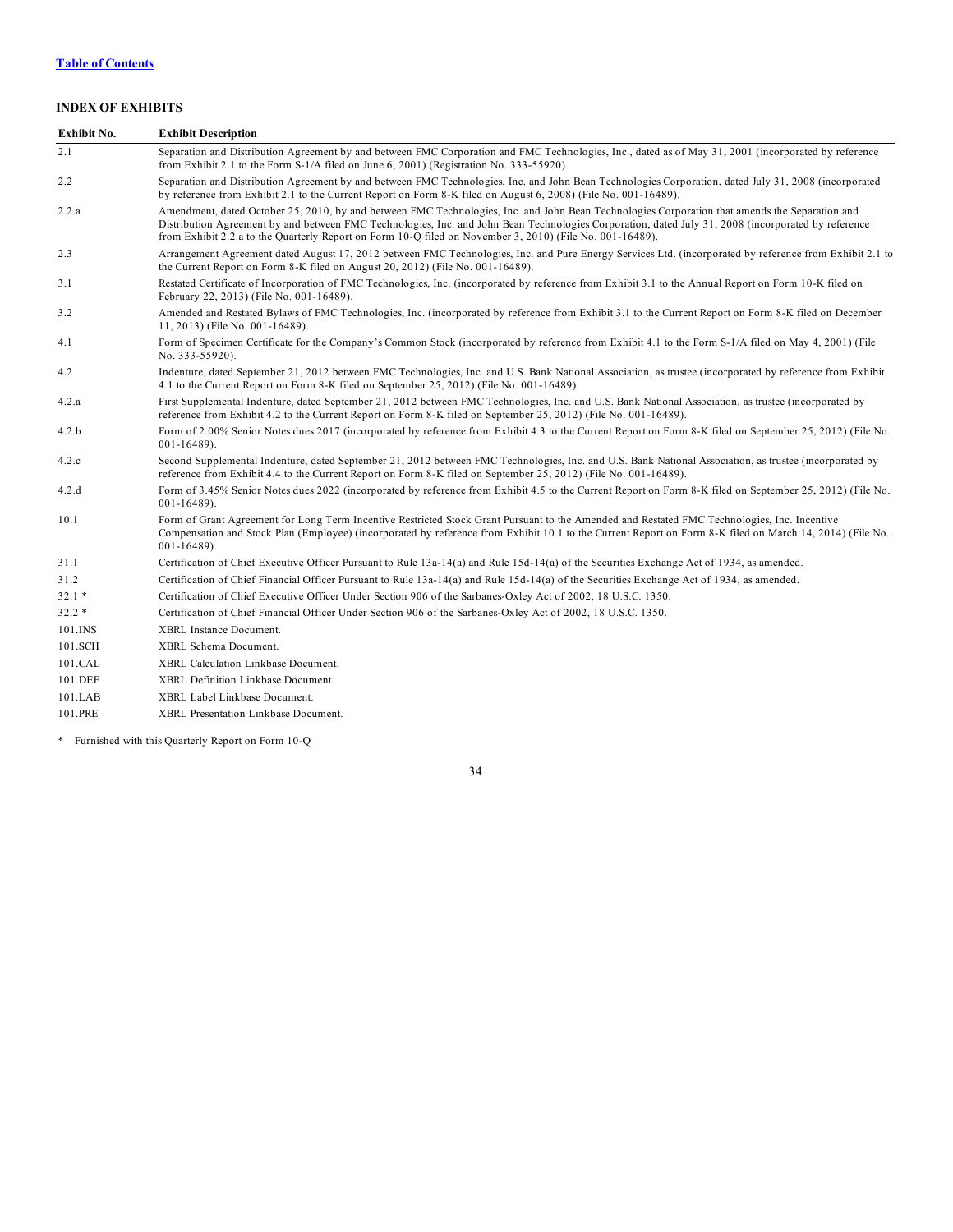[Table of Contents](#)

**INDEX OF EXHIBITS**

| Exhibit No. | Exhibit Description |
|---|---|
| 2.1 | Separation and Distribution Agreement by and between FMC Corporation and FMC Technologies, Inc., dated as of May 31, 2001 (incorporated by reference from Exhibit 2.1 to the Form S-1/A filed on June 6, 2001) (Registration No. 333-55920). |
| 2.2 | Separation and Distribution Agreement by and between FMC Technologies, Inc. and John Bean Technologies Corporation, dated July 31, 2008 (incorporated by reference from Exhibit 2.1 to the Current Report on Form 8-K filed on August 6, 2008) (File No. 001-16489). |
| 2.2.a | Amendment, dated October 25, 2010, by and between FMC Technologies, Inc. and John Bean Technologies Corporation that amends the Separation and Distribution Agreement by and between FMC Technologies, Inc. and John Bean Technologies Corporation, dated July 31, 2008 (incorporated by reference from Exhibit 2.2.a to the Quarterly Report on Form 10-Q filed on November 3, 2010) (File No. 001-16489). |
| 2.3 | Arrangement Agreement dated August 17, 2012 between FMC Technologies, Inc. and Pure Energy Services Ltd. (incorporated by reference from Exhibit 2.1 to the Current Report on Form 8-K filed on August 20, 2012) (File No. 001-16489). |
| 3.1 | Restated Certificate of Incorporation of FMC Technologies, Inc. (incorporated by reference from Exhibit 3.1 to the Annual Report on Form 10-K filed on February 22, 2013) (File No. 001-16489). |
| 3.2 | Amended and Restated Bylaws of FMC Technologies, Inc. (incorporated by reference from Exhibit 3.1 to the Current Report on Form 8-K filed on December 11, 2013) (File No. 001-16489). |
| 4.1 | Form of Specimen Certificate for the Company's Common Stock (incorporated by reference from Exhibit 4.1 to the Form S-1/A filed on May 4, 2001) (File No. 333-55920). |
| 4.2 | Indenture, dated September 21, 2012 between FMC Technologies, Inc. and U.S. Bank National Association, as trustee (incorporated by reference from Exhibit 4.1 to the Current Report on Form 8-K filed on September 25, 2012) (File No. 001-16489). |
| 4.2.a | First Supplemental Indenture, dated September 21, 2012 between FMC Technologies, Inc. and U.S. Bank National Association, as trustee (incorporated by reference from Exhibit 4.2 to the Current Report on Form 8-K filed on September 25, 2012) (File No. 001-16489). |
| 4.2.b | Form of 2.00% Senior Notes dues 2017 (incorporated by reference from Exhibit 4.3 to the Current Report on Form 8-K filed on September 25, 2012) (File No. 001-16489). |
| 4.2.c | Second Supplemental Indenture, dated September 21, 2012 between FMC Technologies, Inc. and U.S. Bank National Association, as trustee (incorporated by reference from Exhibit 4.4 to the Current Report on Form 8-K filed on September 25, 2012) (File No. 001-16489). |
| 4.2.d | Form of 3.45% Senior Notes dues 2022 (incorporated by reference from Exhibit 4.5 to the Current Report on Form 8-K filed on September 25, 2012) (File No. 001-16489). |
| 10.1 | Form of Grant Agreement for Long Term Incentive Restricted Stock Grant Pursuant to the Amended and Restated FMC Technologies, Inc. Incentive Compensation and Stock Plan (Employee) (incorporated by reference from Exhibit 10.1 to the Current Report on Form 8-K filed on March 14, 2014) (File No. 001-16489). |
| 31.1 | Certification of Chief Executive Officer Pursuant to Rule 13a-14(a) and Rule 15d-14(a) of the Securities Exchange Act of 1934, as amended. |
| 31.2 | Certification of Chief Financial Officer Pursuant to Rule 13a-14(a) and Rule 15d-14(a) of the Securities Exchange Act of 1934, as amended. |
| 32.1 * | Certification of Chief Executive Officer Under Section 906 of the Sarbanes-Oxley Act of 2002, 18 U.S.C. 1350. |
| 32.2 * | Certification of Chief Financial Officer Under Section 906 of the Sarbanes-Oxley Act of 2002, 18 U.S.C. 1350. |
| 101.INS | XBRL Instance Document. |
| 101.SCH | XBRL Schema Document. |
| 101.CAL | XBRL Calculation Linkbase Document. |
| 101.DEF | XBRL Definition Linkbase Document. |
| 101.LAB | XBRL Label Linkbase Document. |
| 101.PRE | XBRL Presentation Linkbase Document. |

\* Furnished with this Quarterly Report on Form 10-Q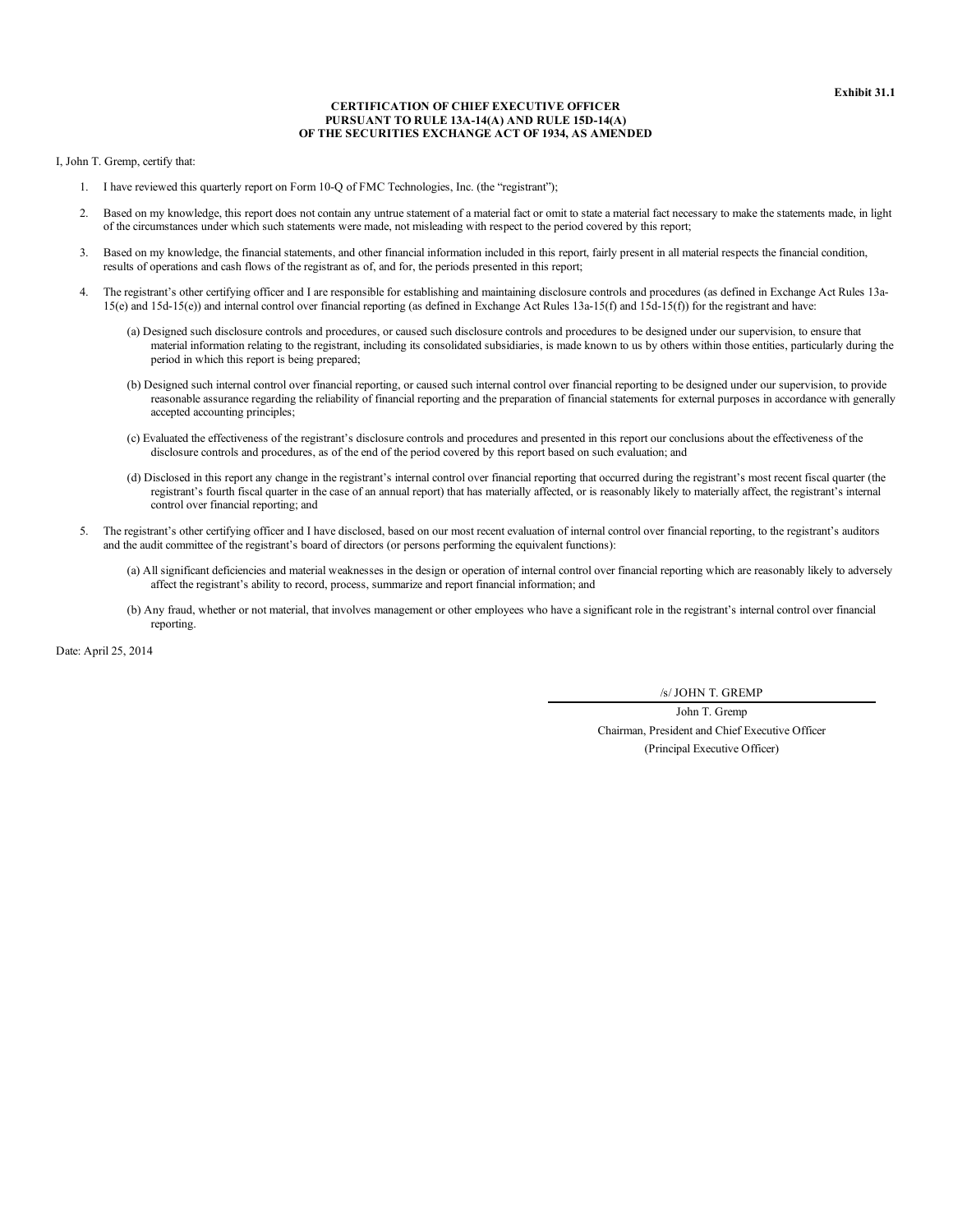**Exhibit 31.1**

**CERTIFICATION OF CHIEF EXECUTIVE OFFICER**
**PURSUANT TO RULE 13A-14(A) AND RULE 15D-14(A)**
**OF THE SECURITIES EXCHANGE ACT OF 1934, AS AMENDED**

I, John T. Gremp, certify that:

1. I have reviewed this quarterly report on Form 10-Q of FMC Technologies, Inc. (the "registrant");

2. Based on my knowledge, this report does not contain any untrue statement of a material fact or omit to state a material fact necessary to make the statements made, in light of the circumstances under which such statements were made, not misleading with respect to the period covered by this report;

3. Based on my knowledge, the financial statements, and other financial information included in this report, fairly present in all material respects the financial condition, results of operations and cash flows of the registrant as of, and for, the periods presented in this report;

4. The registrant's other certifying officer and I are responsible for establishing and maintaining disclosure controls and procedures (as defined in Exchange Act Rules 13a-15(e) and 15d-15(e)) and internal control over financial reporting (as defined in Exchange Act Rules 13a-15(f) and 15d-15(f)) for the registrant and have:

   (a) Designed such disclosure controls and procedures, or caused such disclosure controls and procedures to be designed under our supervision, to ensure that material information relating to the registrant, including its consolidated subsidiaries, is made known to us by others within those entities, particularly during the period in which this report is being prepared;

   (b) Designed such internal control over financial reporting, or caused such internal control over financial reporting to be designed under our supervision, to provide reasonable assurance regarding the reliability of financial reporting and the preparation of financial statements for external purposes in accordance with generally accepted accounting principles;

   (c) Evaluated the effectiveness of the registrant's disclosure controls and procedures and presented in this report our conclusions about the effectiveness of the disclosure controls and procedures, as of the end of the period covered by this report based on such evaluation; and

   (d) Disclosed in this report any change in the registrant's internal control over financial reporting that occurred during the registrant's most recent fiscal quarter (the registrant's fourth fiscal quarter in the case of an annual report) that has materially affected, or is reasonably likely to materially affect, the registrant's internal control over financial reporting; and

5. The registrant's other certifying officer and I have disclosed, based on our most recent evaluation of internal control over financial reporting, to the registrant's auditors and the audit committee of the registrant's board of directors (or persons performing the equivalent functions):

   (a) All significant deficiencies and material weaknesses in the design or operation of internal control over financial reporting which are reasonably likely to adversely affect the registrant's ability to record, process, summarize and report financial information; and

   (b) Any fraud, whether or not material, that involves management or other employees who have a significant role in the registrant's internal control over financial reporting.

Date: April 25, 2014

/s/ JOHN T. GREMP

John T. Gremp
Chairman, President and Chief Executive Officer
(Principal Executive Officer)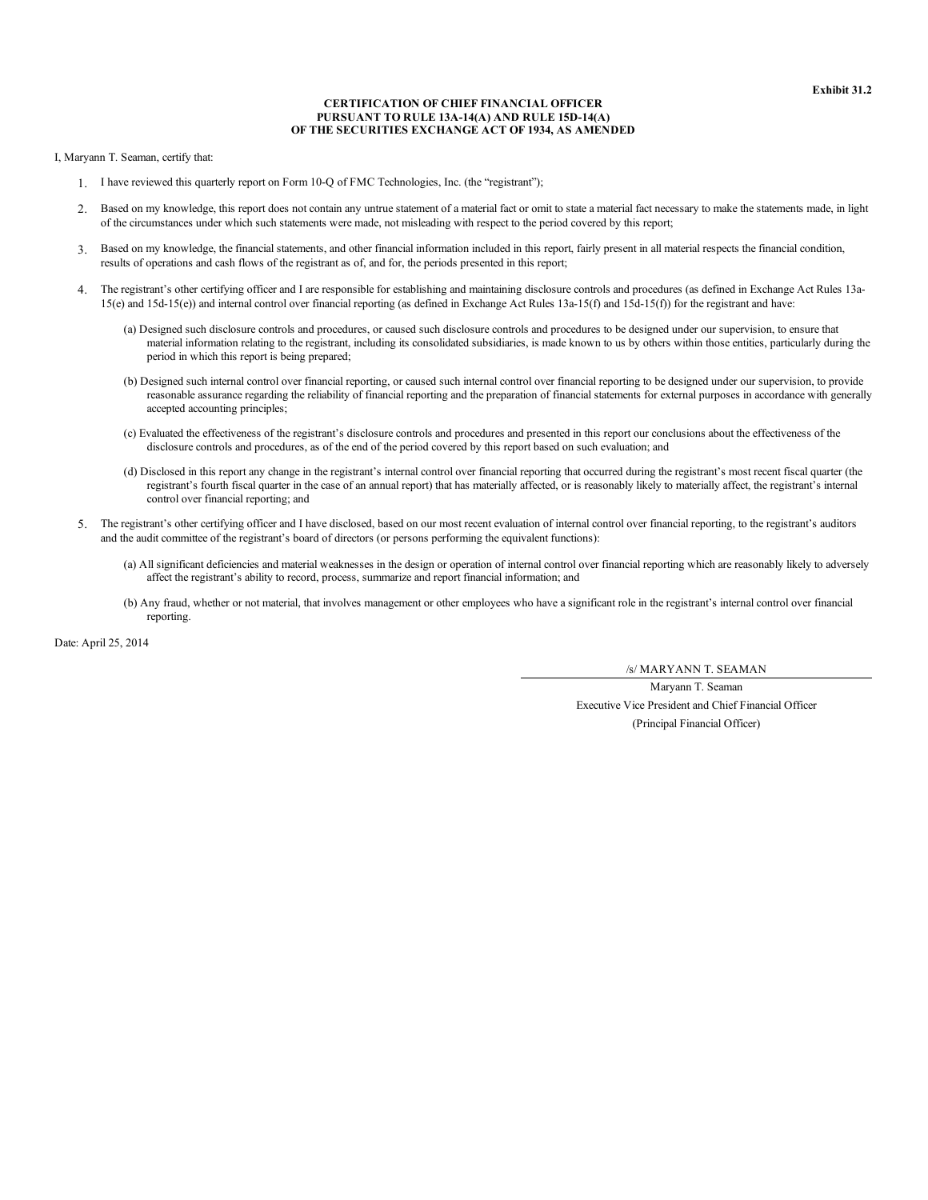**Exhibit 31.2**

**CERTIFICATION OF CHIEF FINANCIAL OFFICER**
**PURSUANT TO RULE 13A-14(A) AND RULE 15D-14(A)**
**OF THE SECURITIES EXCHANGE ACT OF 1934, AS AMENDED**

I, Maryann T. Seaman, certify that:

1. I have reviewed this quarterly report on Form 10-Q of FMC Technologies, Inc. (the "registrant");
2. Based on my knowledge, this report does not contain any untrue statement of a material fact or omit to state a material fact necessary to make the statements made, in light of the circumstances under which such statements were made, not misleading with respect to the period covered by this report;
3. Based on my knowledge, the financial statements, and other financial information included in this report, fairly present in all material respects the financial condition, results of operations and cash flows of the registrant as of, and for, the periods presented in this report;
4. The registrant's other certifying officer and I are responsible for establishing and maintaining disclosure controls and procedures (as defined in Exchange Act Rules 13a-15(e) and 15d-15(e)) and internal control over financial reporting (as defined in Exchange Act Rules 13a-15(f) and 15d-15(f)) for the registrant and have:

   (a) Designed such disclosure controls and procedures, or caused such disclosure controls and procedures to be designed under our supervision, to ensure that material information relating to the registrant, including its consolidated subsidiaries, is made known to us by others within those entities, particularly during the period in which this report is being prepared;

   (b) Designed such internal control over financial reporting, or caused such internal control over financial reporting to be designed under our supervision, to provide reasonable assurance regarding the reliability of financial reporting and the preparation of financial statements for external purposes in accordance with generally accepted accounting principles;

   (c) Evaluated the effectiveness of the registrant's disclosure controls and procedures and presented in this report our conclusions about the effectiveness of the disclosure controls and procedures, as of the end of the period covered by this report based on such evaluation; and

   (d) Disclosed in this report any change in the registrant's internal control over financial reporting that occurred during the registrant's most recent fiscal quarter (the registrant's fourth fiscal quarter in the case of an annual report) that has materially affected, or is reasonably likely to materially affect, the registrant's internal control over financial reporting; and

5. The registrant's other certifying officer and I have disclosed, based on our most recent evaluation of internal control over financial reporting, to the registrant's auditors and the audit committee of the registrant's board of directors (or persons performing the equivalent functions):

   (a) All significant deficiencies and material weaknesses in the design or operation of internal control over financial reporting which are reasonably likely to adversely affect the registrant's ability to record, process, summarize and report financial information; and

   (b) Any fraud, whether or not material, that involves management or other employees who have a significant role in the registrant's internal control over financial reporting.

Date: April 25, 2014

/s/ MARYANN T. SEAMAN

Maryann T. Seaman
Executive Vice President and Chief Financial Officer
(Principal Financial Officer)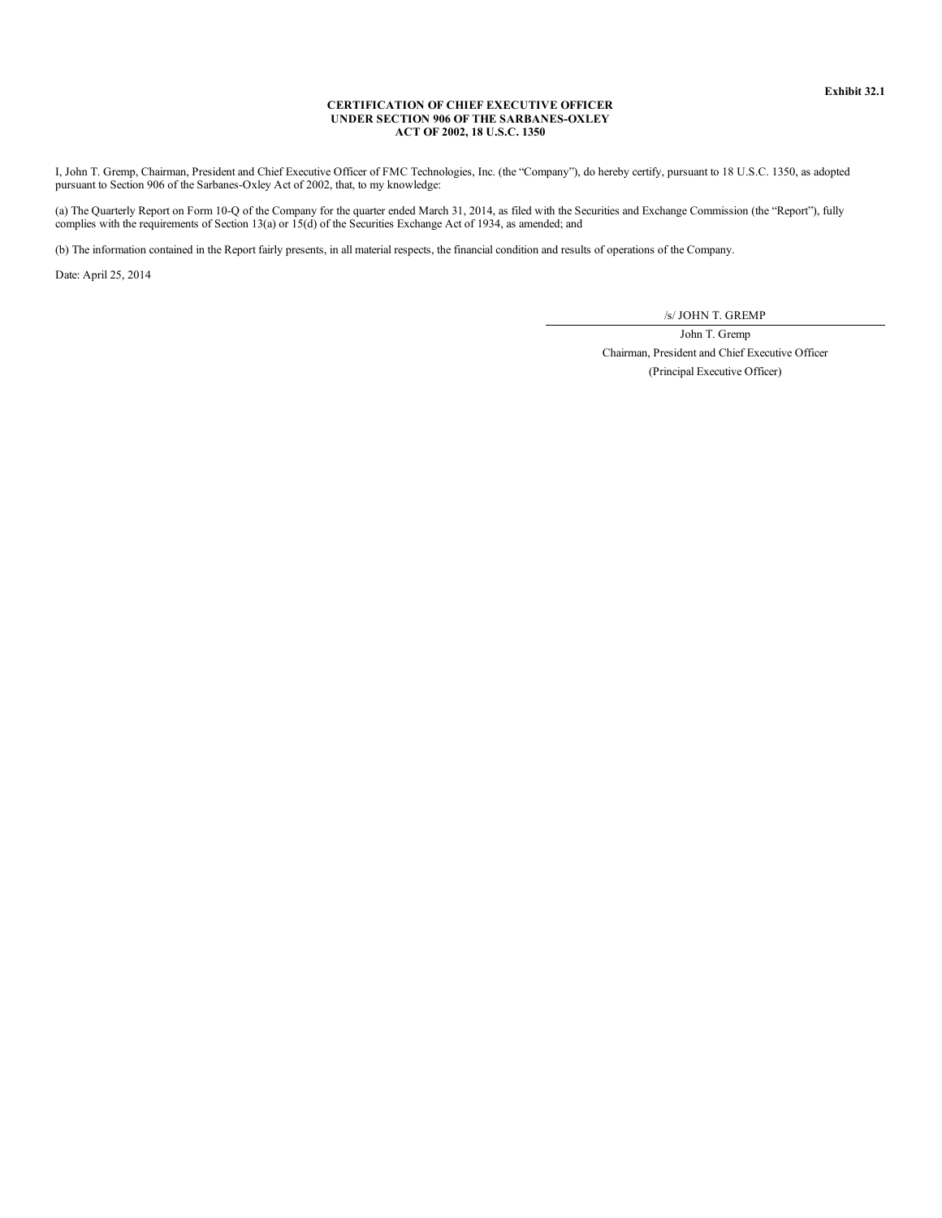**Exhibit 32.1**

**CERTIFICATION OF CHIEF EXECUTIVE OFFICER
UNDER SECTION 906 OF THE SARBANES-OXLEY
ACT OF 2002, 18 U.S.C. 1350**

I, John T. Gremp, Chairman, President and Chief Executive Officer of FMC Technologies, Inc. (the "Company"), do hereby certify, pursuant to 18 U.S.C. 1350, as adopted pursuant to Section 906 of the Sarbanes-Oxley Act of 2002, that, to my knowledge:

(a) The Quarterly Report on Form 10-Q of the Company for the quarter ended March 31, 2014, as filed with the Securities and Exchange Commission (the "Report"), fully complies with the requirements of Section 13(a) or 15(d) of the Securities Exchange Act of 1934, as amended; and

(b) The information contained in the Report fairly presents, in all material respects, the financial condition and results of operations of the Company.

Date: April 25, 2014

/s/ JOHN T. GREMP

John T. Gremp
Chairman, President and Chief Executive Officer
(Principal Executive Officer)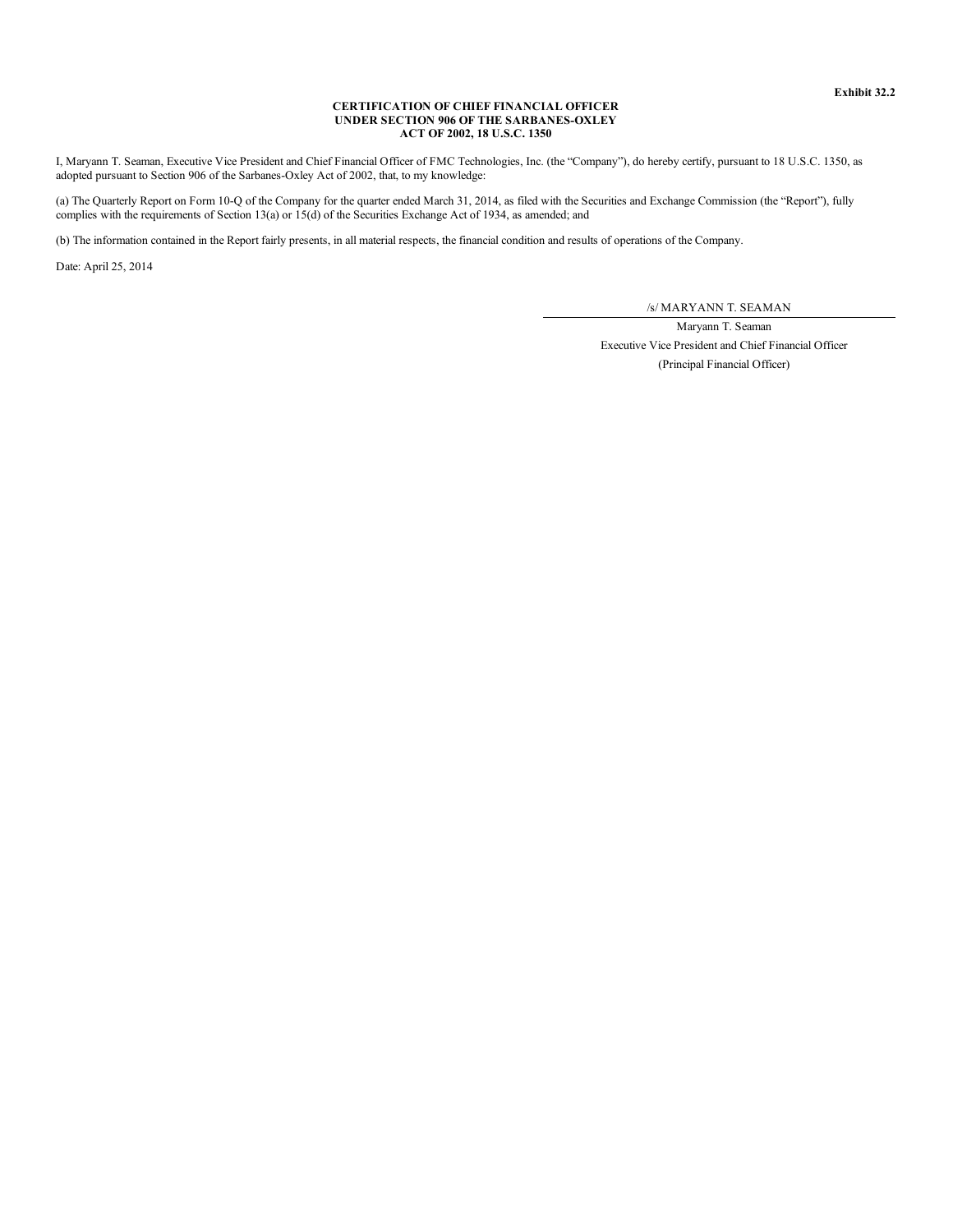**Exhibit 32.2**

**CERTIFICATION OF CHIEF FINANCIAL OFFICER
UNDER SECTION 906 OF THE SARBANES-OXLEY
ACT OF 2002, 18 U.S.C. 1350**

I, Maryann T. Seaman, Executive Vice President and Chief Financial Officer of FMC Technologies, Inc. (the "Company"), do hereby certify, pursuant to 18 U.S.C. 1350, as adopted pursuant to Section 906 of the Sarbanes-Oxley Act of 2002, that, to my knowledge:

(a) The Quarterly Report on Form 10-Q of the Company for the quarter ended March 31, 2014, as filed with the Securities and Exchange Commission (the "Report"), fully complies with the requirements of Section 13(a) or 15(d) of the Securities Exchange Act of 1934, as amended; and

(b) The information contained in the Report fairly presents, in all material respects, the financial condition and results of operations of the Company.

Date: April 25, 2014

/s/ MARYANN T. SEAMAN

Maryann T. Seaman
Executive Vice President and Chief Financial Officer
(Principal Financial Officer)